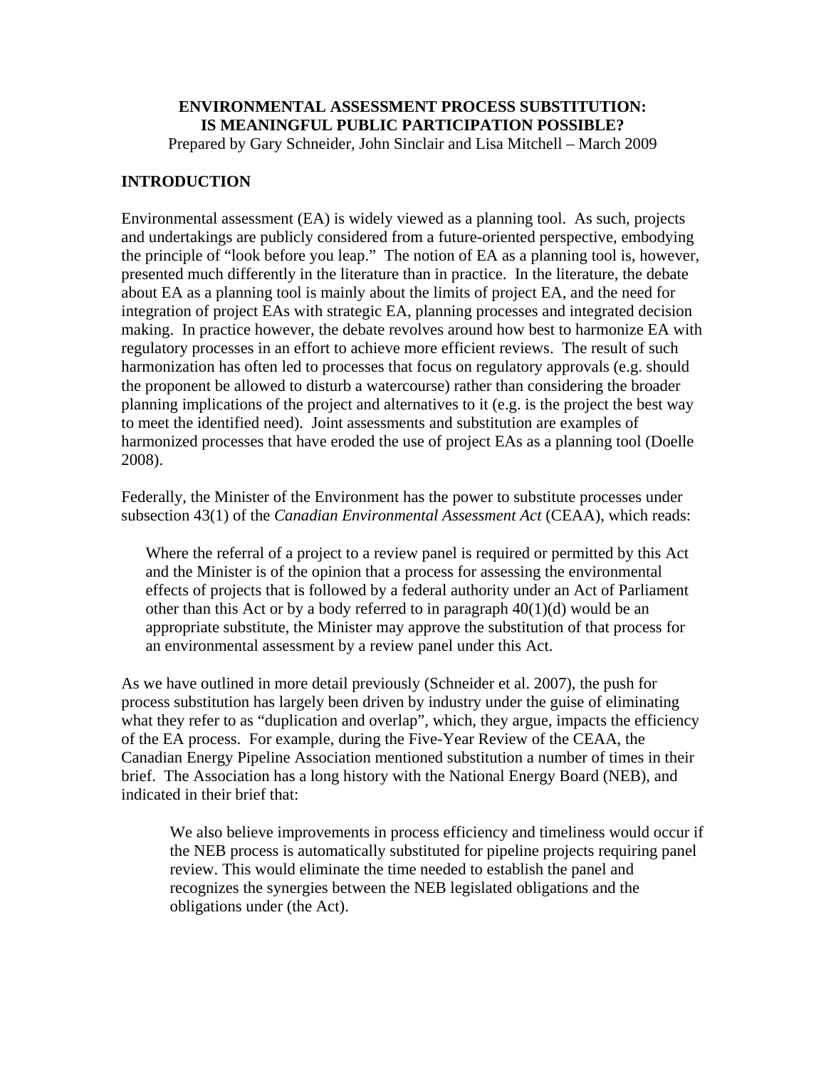# ENVIRONMENTAL ASSESSMENT PROCESS SUBSTITUTION: IS MEANINGFUL PUBLIC PARTICIPATION POSSIBLE?

Prepared by Gary Schneider, John Sinclair and Lisa Mitchell – March 2009

## INTRODUCTION

Environmental assessment (EA) is widely viewed as a planning tool. As such, projects and undertakings are publicly considered from a future-oriented perspective, embodying the principle of "look before you leap." The notion of EA as a planning tool is, however, presented much differently in the literature than in practice. In the literature, the debate about EA as a planning tool is mainly about the limits of project EA, and the need for integration of project EAs with strategic EA, planning processes and integrated decision making. In practice however, the debate revolves around how best to harmonize EA with regulatory processes in an effort to achieve more efficient reviews. The result of such harmonization has often led to processes that focus on regulatory approvals (e.g. should the proponent be allowed to disturb a watercourse) rather than considering the broader planning implications of the project and alternatives to it (e.g. is the project the best way to meet the identified need). Joint assessments and substitution are examples of harmonized processes that have eroded the use of project EAs as a planning tool (Doelle 2008).

Federally, the Minister of the Environment has the power to substitute processes under subsection 43(1) of the *Canadian Environmental Assessment Act* (CEAA), which reads:

> Where the referral of a project to a review panel is required or permitted by this Act and the Minister is of the opinion that a process for assessing the environmental effects of projects that is followed by a federal authority under an Act of Parliament other than this Act or by a body referred to in paragraph 40(1)(d) would be an appropriate substitute, the Minister may approve the substitution of that process for an environmental assessment by a review panel under this Act.

As we have outlined in more detail previously (Schneider et al. 2007), the push for process substitution has largely been driven by industry under the guise of eliminating what they refer to as "duplication and overlap", which, they argue, impacts the efficiency of the EA process. For example, during the Five-Year Review of the CEAA, the Canadian Energy Pipeline Association mentioned substitution a number of times in their brief. The Association has a long history with the National Energy Board (NEB), and indicated in their brief that:

> We also believe improvements in process efficiency and timeliness would occur if the NEB process is automatically substituted for pipeline projects requiring panel review. This would eliminate the time needed to establish the panel and recognizes the synergies between the NEB legislated obligations and the obligations under (the Act).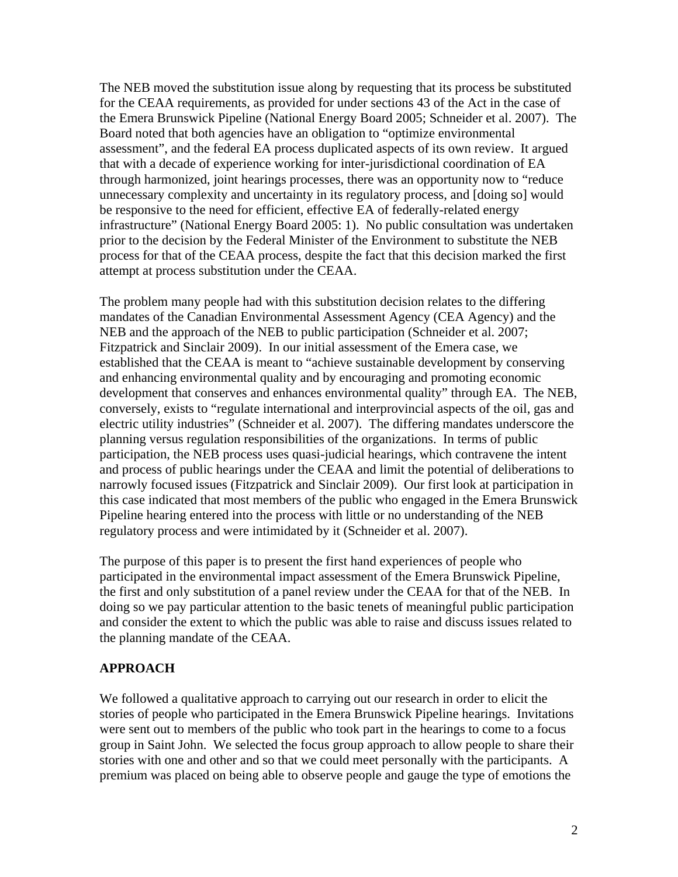The NEB moved the substitution issue along by requesting that its process be substituted for the CEAA requirements, as provided for under sections 43 of the Act in the case of the Emera Brunswick Pipeline (National Energy Board 2005; Schneider et al. 2007). The Board noted that both agencies have an obligation to "optimize environmental assessment", and the federal EA process duplicated aspects of its own review. It argued that with a decade of experience working for inter-jurisdictional coordination of EA through harmonized, joint hearings processes, there was an opportunity now to "reduce unnecessary complexity and uncertainty in its regulatory process, and [doing so] would be responsive to the need for efficient, effective EA of federally-related energy infrastructure" (National Energy Board 2005: 1). No public consultation was undertaken prior to the decision by the Federal Minister of the Environment to substitute the NEB process for that of the CEAA process, despite the fact that this decision marked the first attempt at process substitution under the CEAA.

The problem many people had with this substitution decision relates to the differing mandates of the Canadian Environmental Assessment Agency (CEA Agency) and the NEB and the approach of the NEB to public participation (Schneider et al. 2007; Fitzpatrick and Sinclair 2009). In our initial assessment of the Emera case, we established that the CEAA is meant to "achieve sustainable development by conserving and enhancing environmental quality and by encouraging and promoting economic development that conserves and enhances environmental quality" through EA. The NEB, conversely, exists to "regulate international and interprovincial aspects of the oil, gas and electric utility industries" (Schneider et al. 2007). The differing mandates underscore the planning versus regulation responsibilities of the organizations. In terms of public participation, the NEB process uses quasi-judicial hearings, which contravene the intent and process of public hearings under the CEAA and limit the potential of deliberations to narrowly focused issues (Fitzpatrick and Sinclair 2009). Our first look at participation in this case indicated that most members of the public who engaged in the Emera Brunswick Pipeline hearing entered into the process with little or no understanding of the NEB regulatory process and were intimidated by it (Schneider et al. 2007).

The purpose of this paper is to present the first hand experiences of people who participated in the environmental impact assessment of the Emera Brunswick Pipeline, the first and only substitution of a panel review under the CEAA for that of the NEB. In doing so we pay particular attention to the basic tenets of meaningful public participation and consider the extent to which the public was able to raise and discuss issues related to the planning mandate of the CEAA.

## APPROACH

We followed a qualitative approach to carrying out our research in order to elicit the stories of people who participated in the Emera Brunswick Pipeline hearings. Invitations were sent out to members of the public who took part in the hearings to come to a focus group in Saint John. We selected the focus group approach to allow people to share their stories with one and other and so that we could meet personally with the participants. A premium was placed on being able to observe people and gauge the type of emotions the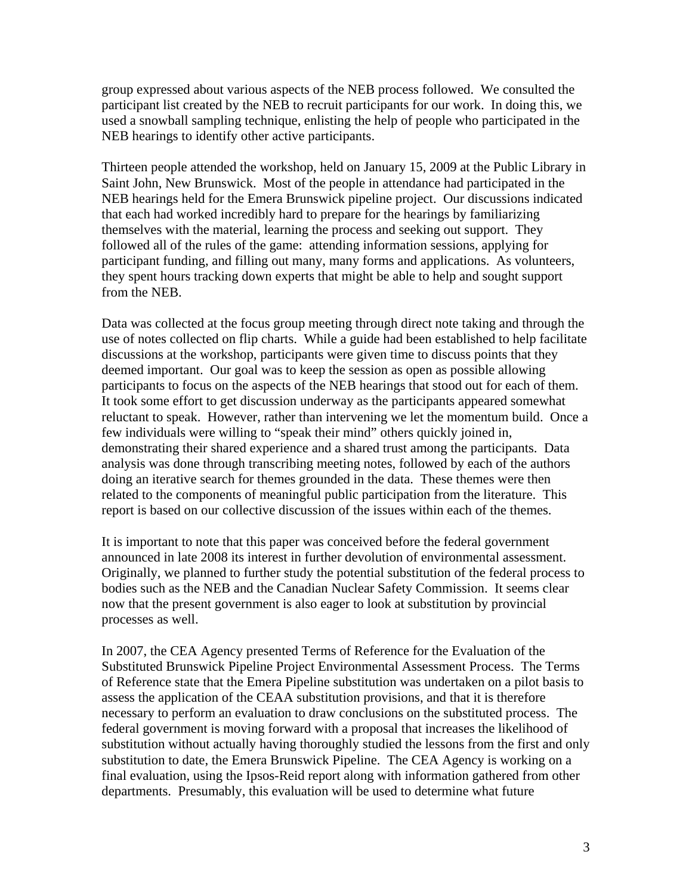group expressed about various aspects of the NEB process followed. We consulted the participant list created by the NEB to recruit participants for our work. In doing this, we used a snowball sampling technique, enlisting the help of people who participated in the NEB hearings to identify other active participants.

Thirteen people attended the workshop, held on January 15, 2009 at the Public Library in Saint John, New Brunswick. Most of the people in attendance had participated in the NEB hearings held for the Emera Brunswick pipeline project. Our discussions indicated that each had worked incredibly hard to prepare for the hearings by familiarizing themselves with the material, learning the process and seeking out support. They followed all of the rules of the game: attending information sessions, applying for participant funding, and filling out many, many forms and applications. As volunteers, they spent hours tracking down experts that might be able to help and sought support from the NEB.

Data was collected at the focus group meeting through direct note taking and through the use of notes collected on flip charts. While a guide had been established to help facilitate discussions at the workshop, participants were given time to discuss points that they deemed important. Our goal was to keep the session as open as possible allowing participants to focus on the aspects of the NEB hearings that stood out for each of them. It took some effort to get discussion underway as the participants appeared somewhat reluctant to speak. However, rather than intervening we let the momentum build. Once a few individuals were willing to "speak their mind" others quickly joined in, demonstrating their shared experience and a shared trust among the participants. Data analysis was done through transcribing meeting notes, followed by each of the authors doing an iterative search for themes grounded in the data. These themes were then related to the components of meaningful public participation from the literature. This report is based on our collective discussion of the issues within each of the themes.

It is important to note that this paper was conceived before the federal government announced in late 2008 its interest in further devolution of environmental assessment. Originally, we planned to further study the potential substitution of the federal process to bodies such as the NEB and the Canadian Nuclear Safety Commission. It seems clear now that the present government is also eager to look at substitution by provincial processes as well.

In 2007, the CEA Agency presented Terms of Reference for the Evaluation of the Substituted Brunswick Pipeline Project Environmental Assessment Process. The Terms of Reference state that the Emera Pipeline substitution was undertaken on a pilot basis to assess the application of the CEAA substitution provisions, and that it is therefore necessary to perform an evaluation to draw conclusions on the substituted process. The federal government is moving forward with a proposal that increases the likelihood of substitution without actually having thoroughly studied the lessons from the first and only substitution to date, the Emera Brunswick Pipeline. The CEA Agency is working on a final evaluation, using the Ipsos-Reid report along with information gathered from other departments. Presumably, this evaluation will be used to determine what future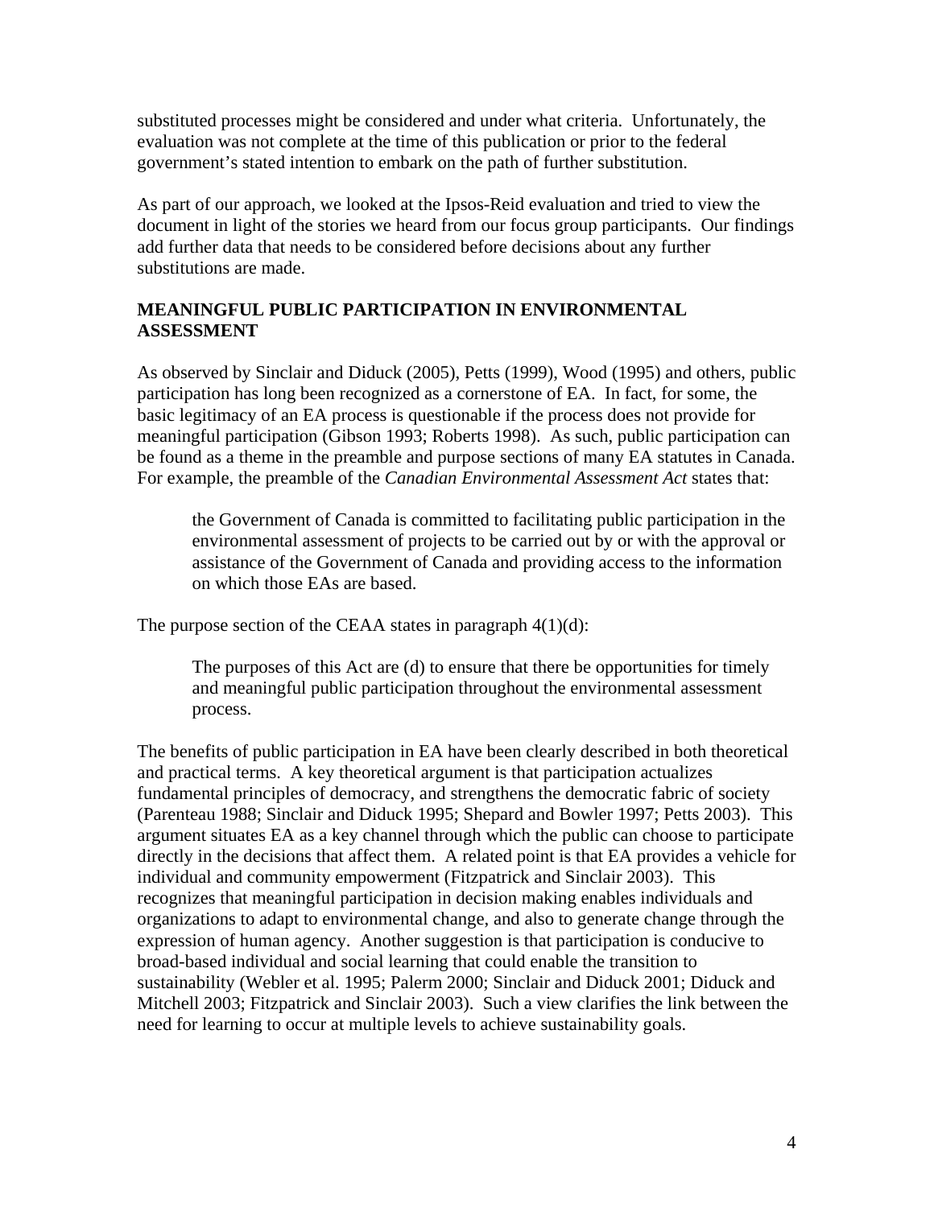substituted processes might be considered and under what criteria. Unfortunately, the evaluation was not complete at the time of this publication or prior to the federal government's stated intention to embark on the path of further substitution.

As part of our approach, we looked at the Ipsos-Reid evaluation and tried to view the document in light of the stories we heard from our focus group participants. Our findings add further data that needs to be considered before decisions about any further substitutions are made.

## MEANINGFUL PUBLIC PARTICIPATION IN ENVIRONMENTAL ASSESSMENT

As observed by Sinclair and Diduck (2005), Petts (1999), Wood (1995) and others, public participation has long been recognized as a cornerstone of EA. In fact, for some, the basic legitimacy of an EA process is questionable if the process does not provide for meaningful participation (Gibson 1993; Roberts 1998). As such, public participation can be found as a theme in the preamble and purpose sections of many EA statutes in Canada. For example, the preamble of the *Canadian Environmental Assessment Act* states that:

> the Government of Canada is committed to facilitating public participation in the environmental assessment of projects to be carried out by or with the approval or assistance of the Government of Canada and providing access to the information on which those EAs are based.

The purpose section of the CEAA states in paragraph 4(1)(d):

> The purposes of this Act are (d) to ensure that there be opportunities for timely and meaningful public participation throughout the environmental assessment process.

The benefits of public participation in EA have been clearly described in both theoretical and practical terms. A key theoretical argument is that participation actualizes fundamental principles of democracy, and strengthens the democratic fabric of society (Parenteau 1988; Sinclair and Diduck 1995; Shepard and Bowler 1997; Petts 2003). This argument situates EA as a key channel through which the public can choose to participate directly in the decisions that affect them. A related point is that EA provides a vehicle for individual and community empowerment (Fitzpatrick and Sinclair 2003). This recognizes that meaningful participation in decision making enables individuals and organizations to adapt to environmental change, and also to generate change through the expression of human agency. Another suggestion is that participation is conducive to broad-based individual and social learning that could enable the transition to sustainability (Webler et al. 1995; Palerm 2000; Sinclair and Diduck 2001; Diduck and Mitchell 2003; Fitzpatrick and Sinclair 2003). Such a view clarifies the link between the need for learning to occur at multiple levels to achieve sustainability goals.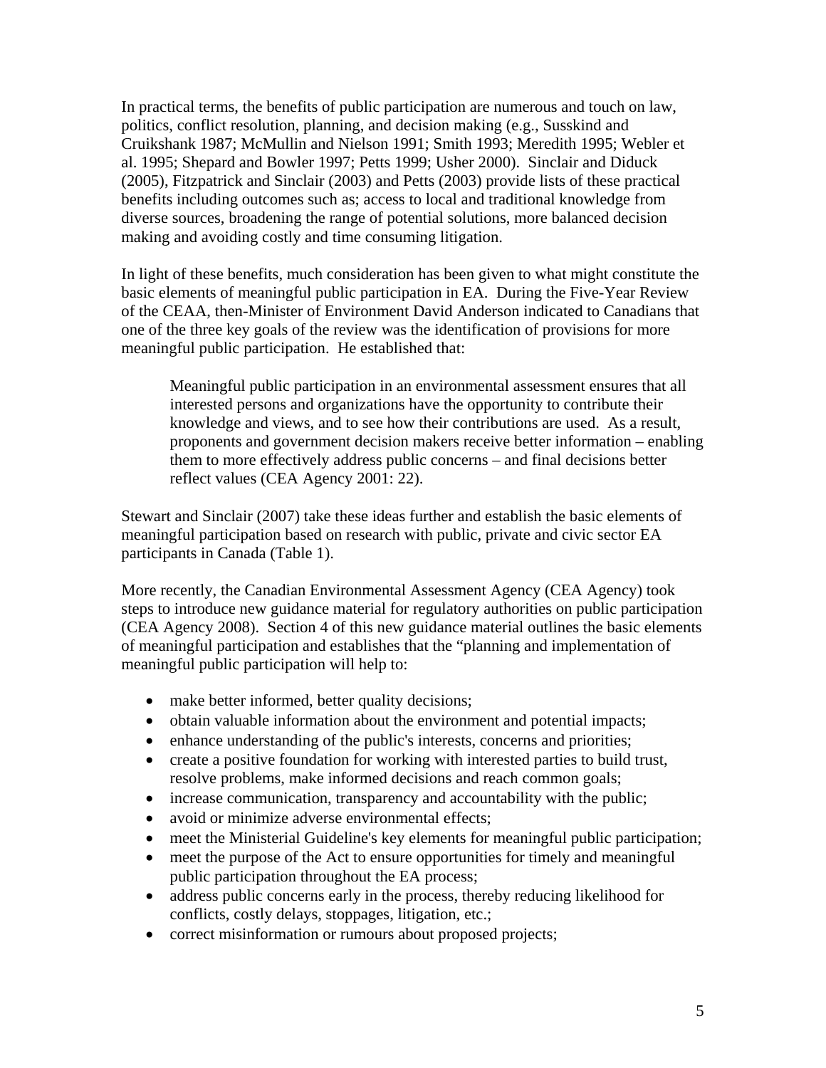In practical terms, the benefits of public participation are numerous and touch on law, politics, conflict resolution, planning, and decision making (e.g., Susskind and Cruikshank 1987; McMullin and Nielson 1991; Smith 1993; Meredith 1995; Webler et al. 1995; Shepard and Bowler 1997; Petts 1999; Usher 2000). Sinclair and Diduck (2005), Fitzpatrick and Sinclair (2003) and Petts (2003) provide lists of these practical benefits including outcomes such as; access to local and traditional knowledge from diverse sources, broadening the range of potential solutions, more balanced decision making and avoiding costly and time consuming litigation.

In light of these benefits, much consideration has been given to what might constitute the basic elements of meaningful public participation in EA. During the Five-Year Review of the CEAA, then-Minister of Environment David Anderson indicated to Canadians that one of the three key goals of the review was the identification of provisions for more meaningful public participation. He established that:

> Meaningful public participation in an environmental assessment ensures that all interested persons and organizations have the opportunity to contribute their knowledge and views, and to see how their contributions are used. As a result, proponents and government decision makers receive better information – enabling them to more effectively address public concerns – and final decisions better reflect values (CEA Agency 2001: 22).

Stewart and Sinclair (2007) take these ideas further and establish the basic elements of meaningful participation based on research with public, private and civic sector EA participants in Canada (Table 1).

More recently, the Canadian Environmental Assessment Agency (CEA Agency) took steps to introduce new guidance material for regulatory authorities on public participation (CEA Agency 2008). Section 4 of this new guidance material outlines the basic elements of meaningful participation and establishes that the "planning and implementation of meaningful public participation will help to:

- make better informed, better quality decisions;
- obtain valuable information about the environment and potential impacts;
- enhance understanding of the public's interests, concerns and priorities;
- create a positive foundation for working with interested parties to build trust, resolve problems, make informed decisions and reach common goals;
- increase communication, transparency and accountability with the public;
- avoid or minimize adverse environmental effects;
- meet the Ministerial Guideline's key elements for meaningful public participation;
- meet the purpose of the Act to ensure opportunities for timely and meaningful public participation throughout the EA process;
- address public concerns early in the process, thereby reducing likelihood for conflicts, costly delays, stoppages, litigation, etc.;
- correct misinformation or rumours about proposed projects;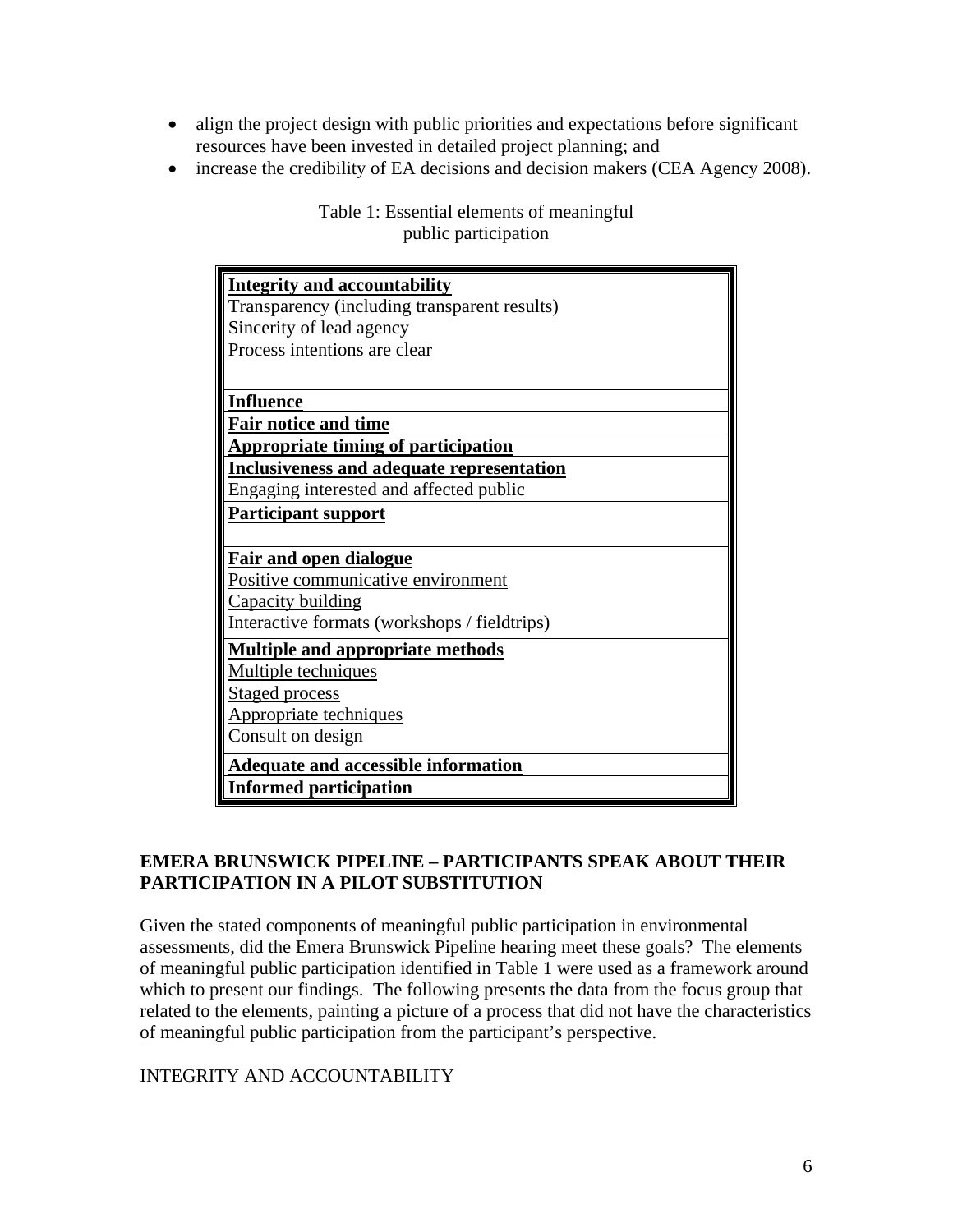- align the project design with public priorities and expectations before significant resources have been invested in detailed project planning; and
- increase the credibility of EA decisions and decision makers (CEA Agency 2008).

Table 1: Essential elements of meaningful public participation

| Essential elements |
|---|
| **Integrity and accountability**<br>Transparency (including transparent results)<br>Sincerity of lead agency<br>Process intentions are clear |
| **Influence** |
| **Fair notice and time** |
| **Appropriate timing of participation** |
| **Inclusiveness and adequate representation**<br>Engaging interested and affected public |
| **Participant support** |
| **Fair and open dialogue**<br>Positive communicative environment<br>Capacity building<br>Interactive formats (workshops / fieldtrips) |
| **Multiple and appropriate methods**<br>Multiple techniques<br>Staged process<br>Appropriate techniques<br>Consult on design |
| **Adequate and accessible information** |
| **Informed participation** |

## EMERA BRUNSWICK PIPELINE – PARTICIPANTS SPEAK ABOUT THEIR PARTICIPATION IN A PILOT SUBSTITUTION

Given the stated components of meaningful public participation in environmental assessments, did the Emera Brunswick Pipeline hearing meet these goals? The elements of meaningful public participation identified in Table 1 were used as a framework around which to present our findings. The following presents the data from the focus group that related to the elements, painting a picture of a process that did not have the characteristics of meaningful public participation from the participant's perspective.

### INTEGRITY AND ACCOUNTABILITY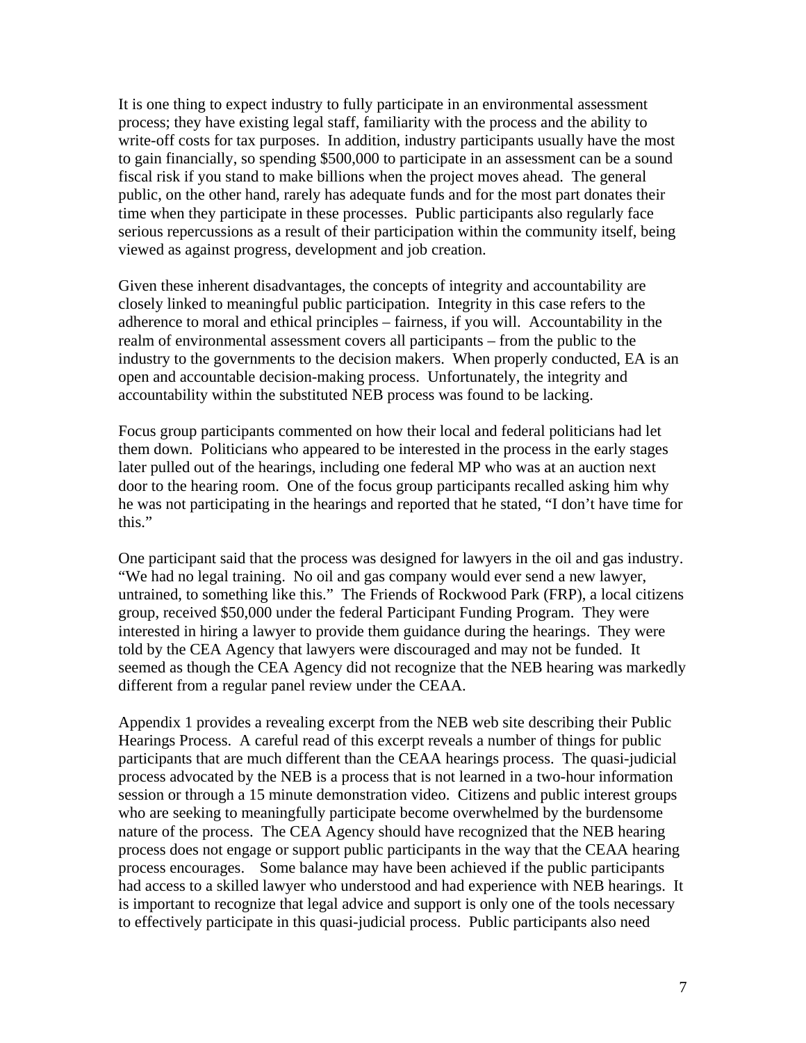It is one thing to expect industry to fully participate in an environmental assessment process; they have existing legal staff, familiarity with the process and the ability to write-off costs for tax purposes. In addition, industry participants usually have the most to gain financially, so spending $500,000 to participate in an assessment can be a sound fiscal risk if you stand to make billions when the project moves ahead. The general public, on the other hand, rarely has adequate funds and for the most part donates their time when they participate in these processes. Public participants also regularly face serious repercussions as a result of their participation within the community itself, being viewed as against progress, development and job creation.

Given these inherent disadvantages, the concepts of integrity and accountability are closely linked to meaningful public participation. Integrity in this case refers to the adherence to moral and ethical principles – fairness, if you will. Accountability in the realm of environmental assessment covers all participants – from the public to the industry to the governments to the decision makers. When properly conducted, EA is an open and accountable decision-making process. Unfortunately, the integrity and accountability within the substituted NEB process was found to be lacking.

Focus group participants commented on how their local and federal politicians had let them down. Politicians who appeared to be interested in the process in the early stages later pulled out of the hearings, including one federal MP who was at an auction next door to the hearing room. One of the focus group participants recalled asking him why he was not participating in the hearings and reported that he stated, "I don't have time for this."

One participant said that the process was designed for lawyers in the oil and gas industry. "We had no legal training. No oil and gas company would ever send a new lawyer, untrained, to something like this." The Friends of Rockwood Park (FRP), a local citizens group, received $50,000 under the federal Participant Funding Program. They were interested in hiring a lawyer to provide them guidance during the hearings. They were told by the CEA Agency that lawyers were discouraged and may not be funded. It seemed as though the CEA Agency did not recognize that the NEB hearing was markedly different from a regular panel review under the CEAA.

Appendix 1 provides a revealing excerpt from the NEB web site describing their Public Hearings Process. A careful read of this excerpt reveals a number of things for public participants that are much different than the CEAA hearings process. The quasi-judicial process advocated by the NEB is a process that is not learned in a two-hour information session or through a 15 minute demonstration video. Citizens and public interest groups who are seeking to meaningfully participate become overwhelmed by the burdensome nature of the process. The CEA Agency should have recognized that the NEB hearing process does not engage or support public participants in the way that the CEAA hearing process encourages. Some balance may have been achieved if the public participants had access to a skilled lawyer who understood and had experience with NEB hearings. It is important to recognize that legal advice and support is only one of the tools necessary to effectively participate in this quasi-judicial process. Public participants also need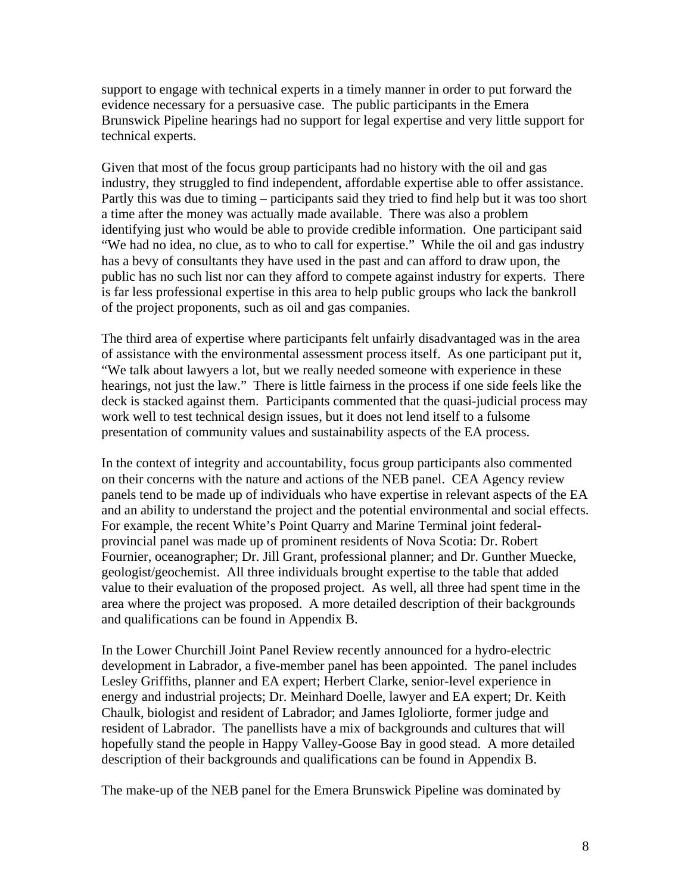support to engage with technical experts in a timely manner in order to put forward the evidence necessary for a persuasive case. The public participants in the Emera Brunswick Pipeline hearings had no support for legal expertise and very little support for technical experts.

Given that most of the focus group participants had no history with the oil and gas industry, they struggled to find independent, affordable expertise able to offer assistance. Partly this was due to timing – participants said they tried to find help but it was too short a time after the money was actually made available. There was also a problem identifying just who would be able to provide credible information. One participant said "We had no idea, no clue, as to who to call for expertise." While the oil and gas industry has a bevy of consultants they have used in the past and can afford to draw upon, the public has no such list nor can they afford to compete against industry for experts. There is far less professional expertise in this area to help public groups who lack the bankroll of the project proponents, such as oil and gas companies.

The third area of expertise where participants felt unfairly disadvantaged was in the area of assistance with the environmental assessment process itself. As one participant put it, "We talk about lawyers a lot, but we really needed someone with experience in these hearings, not just the law." There is little fairness in the process if one side feels like the deck is stacked against them. Participants commented that the quasi-judicial process may work well to test technical design issues, but it does not lend itself to a fulsome presentation of community values and sustainability aspects of the EA process.

In the context of integrity and accountability, focus group participants also commented on their concerns with the nature and actions of the NEB panel. CEA Agency review panels tend to be made up of individuals who have expertise in relevant aspects of the EA and an ability to understand the project and the potential environmental and social effects. For example, the recent White's Point Quarry and Marine Terminal joint federal-provincial panel was made up of prominent residents of Nova Scotia: Dr. Robert Fournier, oceanographer; Dr. Jill Grant, professional planner; and Dr. Gunther Muecke, geologist/geochemist. All three individuals brought expertise to the table that added value to their evaluation of the proposed project. As well, all three had spent time in the area where the project was proposed. A more detailed description of their backgrounds and qualifications can be found in Appendix B.

In the Lower Churchill Joint Panel Review recently announced for a hydro-electric development in Labrador, a five-member panel has been appointed. The panel includes Lesley Griffiths, planner and EA expert; Herbert Clarke, senior-level experience in energy and industrial projects; Dr. Meinhard Doelle, lawyer and EA expert; Dr. Keith Chaulk, biologist and resident of Labrador; and James Igloliorte, former judge and resident of Labrador. The panellists have a mix of backgrounds and cultures that will hopefully stand the people in Happy Valley-Goose Bay in good stead. A more detailed description of their backgrounds and qualifications can be found in Appendix B.

The make-up of the NEB panel for the Emera Brunswick Pipeline was dominated by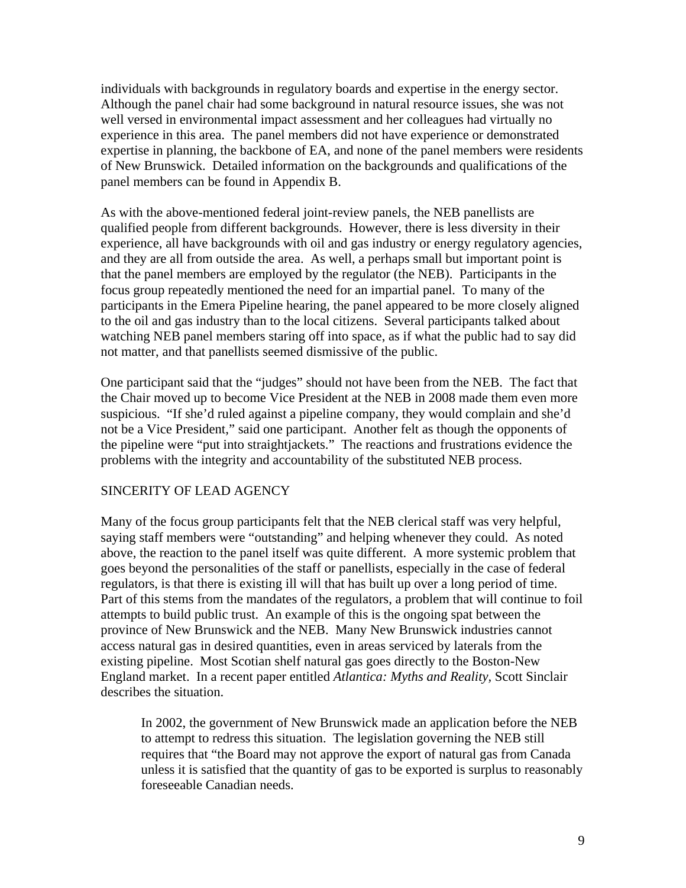individuals with backgrounds in regulatory boards and expertise in the energy sector. Although the panel chair had some background in natural resource issues, she was not well versed in environmental impact assessment and her colleagues had virtually no experience in this area. The panel members did not have experience or demonstrated expertise in planning, the backbone of EA, and none of the panel members were residents of New Brunswick. Detailed information on the backgrounds and qualifications of the panel members can be found in Appendix B.

As with the above-mentioned federal joint-review panels, the NEB panellists are qualified people from different backgrounds. However, there is less diversity in their experience, all have backgrounds with oil and gas industry or energy regulatory agencies, and they are all from outside the area. As well, a perhaps small but important point is that the panel members are employed by the regulator (the NEB). Participants in the focus group repeatedly mentioned the need for an impartial panel. To many of the participants in the Emera Pipeline hearing, the panel appeared to be more closely aligned to the oil and gas industry than to the local citizens. Several participants talked about watching NEB panel members staring off into space, as if what the public had to say did not matter, and that panellists seemed dismissive of the public.

One participant said that the "judges" should not have been from the NEB. The fact that the Chair moved up to become Vice President at the NEB in 2008 made them even more suspicious. "If she'd ruled against a pipeline company, they would complain and she'd not be a Vice President," said one participant. Another felt as though the opponents of the pipeline were "put into straightjackets." The reactions and frustrations evidence the problems with the integrity and accountability of the substituted NEB process.

## SINCERITY OF LEAD AGENCY

Many of the focus group participants felt that the NEB clerical staff was very helpful, saying staff members were "outstanding" and helping whenever they could. As noted above, the reaction to the panel itself was quite different. A more systemic problem that goes beyond the personalities of the staff or panellists, especially in the case of federal regulators, is that there is existing ill will that has built up over a long period of time. Part of this stems from the mandates of the regulators, a problem that will continue to foil attempts to build public trust. An example of this is the ongoing spat between the province of New Brunswick and the NEB. Many New Brunswick industries cannot access natural gas in desired quantities, even in areas serviced by laterals from the existing pipeline. Most Scotian shelf natural gas goes directly to the Boston-New England market. In a recent paper entitled *Atlantica: Myths and Reality,* Scott Sinclair describes the situation.

> In 2002, the government of New Brunswick made an application before the NEB to attempt to redress this situation. The legislation governing the NEB still requires that "the Board may not approve the export of natural gas from Canada unless it is satisfied that the quantity of gas to be exported is surplus to reasonably foreseeable Canadian needs.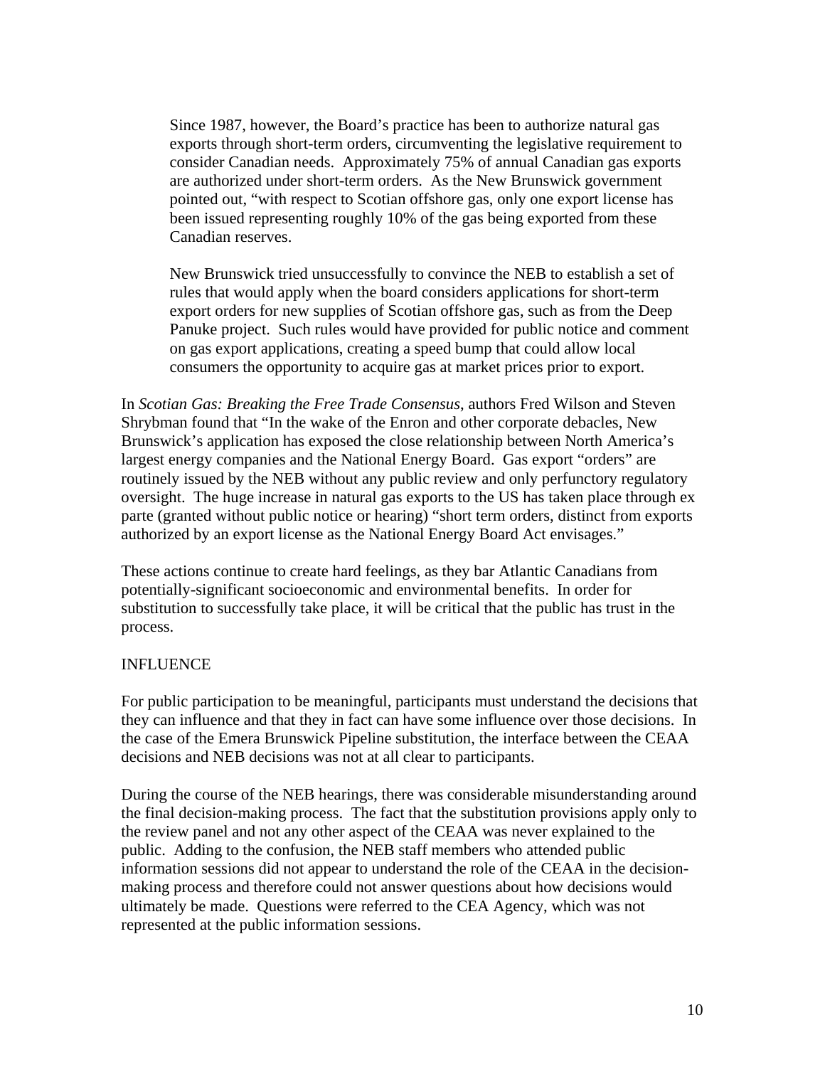> Since 1987, however, the Board's practice has been to authorize natural gas exports through short-term orders, circumventing the legislative requirement to consider Canadian needs. Approximately 75% of annual Canadian gas exports are authorized under short-term orders. As the New Brunswick government pointed out, "with respect to Scotian offshore gas, only one export license has been issued representing roughly 10% of the gas being exported from these Canadian reserves.
>
> New Brunswick tried unsuccessfully to convince the NEB to establish a set of rules that would apply when the board considers applications for short-term export orders for new supplies of Scotian offshore gas, such as from the Deep Panuke project. Such rules would have provided for public notice and comment on gas export applications, creating a speed bump that could allow local consumers the opportunity to acquire gas at market prices prior to export.

In *Scotian Gas: Breaking the Free Trade Consensus*, authors Fred Wilson and Steven Shrybman found that "In the wake of the Enron and other corporate debacles, New Brunswick's application has exposed the close relationship between North America's largest energy companies and the National Energy Board. Gas export "orders" are routinely issued by the NEB without any public review and only perfunctory regulatory oversight. The huge increase in natural gas exports to the US has taken place through ex parte (granted without public notice or hearing) "short term orders, distinct from exports authorized by an export license as the National Energy Board Act envisages."

These actions continue to create hard feelings, as they bar Atlantic Canadians from potentially-significant socioeconomic and environmental benefits. In order for substitution to successfully take place, it will be critical that the public has trust in the process.

INFLUENCE

For public participation to be meaningful, participants must understand the decisions that they can influence and that they in fact can have some influence over those decisions. In the case of the Emera Brunswick Pipeline substitution, the interface between the CEAA decisions and NEB decisions was not at all clear to participants.

During the course of the NEB hearings, there was considerable misunderstanding around the final decision-making process. The fact that the substitution provisions apply only to the review panel and not any other aspect of the CEAA was never explained to the public. Adding to the confusion, the NEB staff members who attended public information sessions did not appear to understand the role of the CEAA in the decision-making process and therefore could not answer questions about how decisions would ultimately be made. Questions were referred to the CEA Agency, which was not represented at the public information sessions.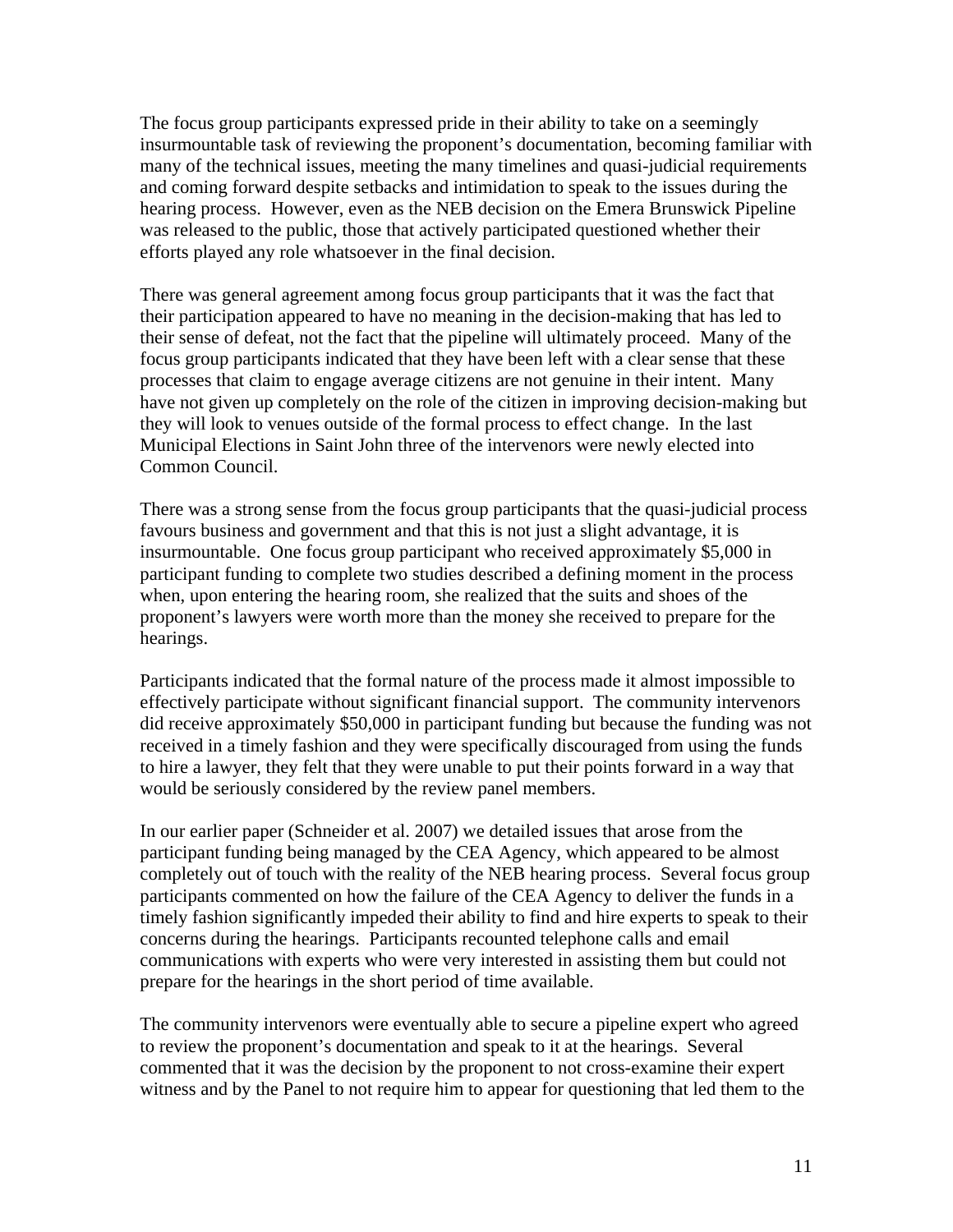The focus group participants expressed pride in their ability to take on a seemingly insurmountable task of reviewing the proponent's documentation, becoming familiar with many of the technical issues, meeting the many timelines and quasi-judicial requirements and coming forward despite setbacks and intimidation to speak to the issues during the hearing process. However, even as the NEB decision on the Emera Brunswick Pipeline was released to the public, those that actively participated questioned whether their efforts played any role whatsoever in the final decision.

There was general agreement among focus group participants that it was the fact that their participation appeared to have no meaning in the decision-making that has led to their sense of defeat, not the fact that the pipeline will ultimately proceed. Many of the focus group participants indicated that they have been left with a clear sense that these processes that claim to engage average citizens are not genuine in their intent. Many have not given up completely on the role of the citizen in improving decision-making but they will look to venues outside of the formal process to effect change. In the last Municipal Elections in Saint John three of the intervenors were newly elected into Common Council.

There was a strong sense from the focus group participants that the quasi-judicial process favours business and government and that this is not just a slight advantage, it is insurmountable. One focus group participant who received approximately $5,000 in participant funding to complete two studies described a defining moment in the process when, upon entering the hearing room, she realized that the suits and shoes of the proponent's lawyers were worth more than the money she received to prepare for the hearings.

Participants indicated that the formal nature of the process made it almost impossible to effectively participate without significant financial support. The community intervenors did receive approximately $50,000 in participant funding but because the funding was not received in a timely fashion and they were specifically discouraged from using the funds to hire a lawyer, they felt that they were unable to put their points forward in a way that would be seriously considered by the review panel members.

In our earlier paper (Schneider et al. 2007) we detailed issues that arose from the participant funding being managed by the CEA Agency, which appeared to be almost completely out of touch with the reality of the NEB hearing process. Several focus group participants commented on how the failure of the CEA Agency to deliver the funds in a timely fashion significantly impeded their ability to find and hire experts to speak to their concerns during the hearings. Participants recounted telephone calls and email communications with experts who were very interested in assisting them but could not prepare for the hearings in the short period of time available.

The community intervenors were eventually able to secure a pipeline expert who agreed to review the proponent's documentation and speak to it at the hearings. Several commented that it was the decision by the proponent to not cross-examine their expert witness and by the Panel to not require him to appear for questioning that led them to the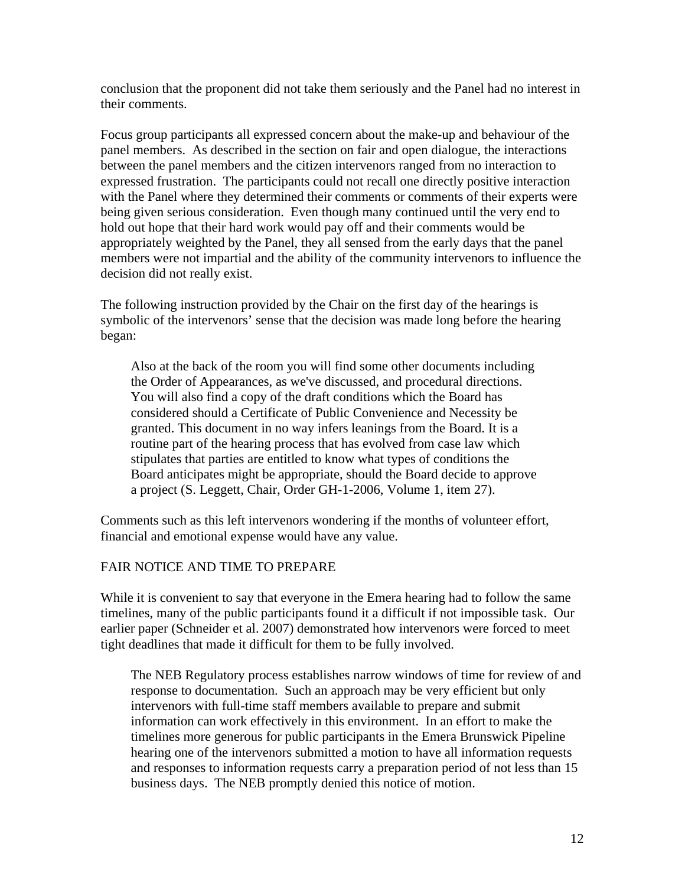conclusion that the proponent did not take them seriously and the Panel had no interest in their comments.

Focus group participants all expressed concern about the make-up and behaviour of the panel members. As described in the section on fair and open dialogue, the interactions between the panel members and the citizen intervenors ranged from no interaction to expressed frustration. The participants could not recall one directly positive interaction with the Panel where they determined their comments or comments of their experts were being given serious consideration. Even though many continued until the very end to hold out hope that their hard work would pay off and their comments would be appropriately weighted by the Panel, they all sensed from the early days that the panel members were not impartial and the ability of the community intervenors to influence the decision did not really exist.

The following instruction provided by the Chair on the first day of the hearings is symbolic of the intervenors' sense that the decision was made long before the hearing began:

> Also at the back of the room you will find some other documents including the Order of Appearances, as we've discussed, and procedural directions. You will also find a copy of the draft conditions which the Board has considered should a Certificate of Public Convenience and Necessity be granted. This document in no way infers leanings from the Board. It is a routine part of the hearing process that has evolved from case law which stipulates that parties are entitled to know what types of conditions the Board anticipates might be appropriate, should the Board decide to approve a project (S. Leggett, Chair, Order GH-1-2006, Volume 1, item 27).

Comments such as this left intervenors wondering if the months of volunteer effort, financial and emotional expense would have any value.

## FAIR NOTICE AND TIME TO PREPARE

While it is convenient to say that everyone in the Emera hearing had to follow the same timelines, many of the public participants found it a difficult if not impossible task. Our earlier paper (Schneider et al. 2007) demonstrated how intervenors were forced to meet tight deadlines that made it difficult for them to be fully involved.

> The NEB Regulatory process establishes narrow windows of time for review of and response to documentation. Such an approach may be very efficient but only intervenors with full-time staff members available to prepare and submit information can work effectively in this environment. In an effort to make the timelines more generous for public participants in the Emera Brunswick Pipeline hearing one of the intervenors submitted a motion to have all information requests and responses to information requests carry a preparation period of not less than 15 business days. The NEB promptly denied this notice of motion.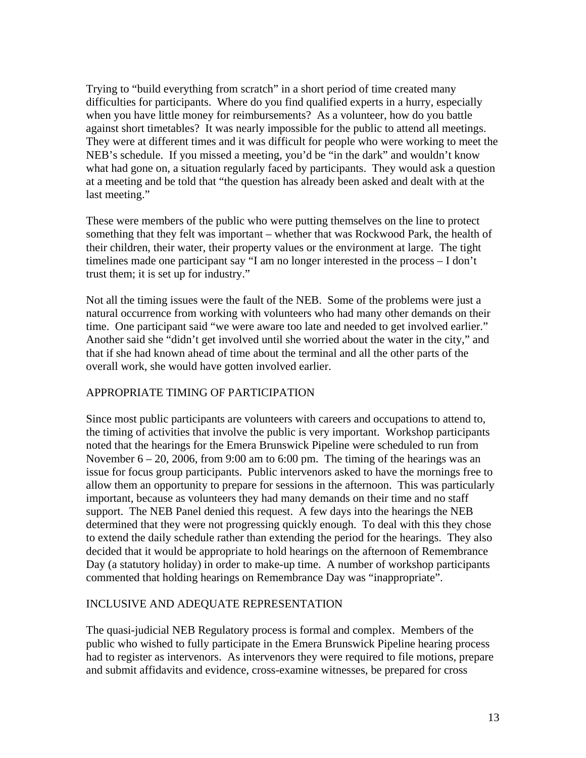Trying to "build everything from scratch" in a short period of time created many difficulties for participants. Where do you find qualified experts in a hurry, especially when you have little money for reimbursements? As a volunteer, how do you battle against short timetables? It was nearly impossible for the public to attend all meetings. They were at different times and it was difficult for people who were working to meet the NEB's schedule. If you missed a meeting, you'd be "in the dark" and wouldn't know what had gone on, a situation regularly faced by participants. They would ask a question at a meeting and be told that "the question has already been asked and dealt with at the last meeting."

These were members of the public who were putting themselves on the line to protect something that they felt was important – whether that was Rockwood Park, the health of their children, their water, their property values or the environment at large. The tight timelines made one participant say "I am no longer interested in the process – I don't trust them; it is set up for industry."

Not all the timing issues were the fault of the NEB. Some of the problems were just a natural occurrence from working with volunteers who had many other demands on their time. One participant said "we were aware too late and needed to get involved earlier." Another said she "didn't get involved until she worried about the water in the city," and that if she had known ahead of time about the terminal and all the other parts of the overall work, she would have gotten involved earlier.

## APPROPRIATE TIMING OF PARTICIPATION

Since most public participants are volunteers with careers and occupations to attend to, the timing of activities that involve the public is very important. Workshop participants noted that the hearings for the Emera Brunswick Pipeline were scheduled to run from November 6 – 20, 2006, from 9:00 am to 6:00 pm. The timing of the hearings was an issue for focus group participants. Public intervenors asked to have the mornings free to allow them an opportunity to prepare for sessions in the afternoon. This was particularly important, because as volunteers they had many demands on their time and no staff support. The NEB Panel denied this request. A few days into the hearings the NEB determined that they were not progressing quickly enough. To deal with this they chose to extend the daily schedule rather than extending the period for the hearings. They also decided that it would be appropriate to hold hearings on the afternoon of Remembrance Day (a statutory holiday) in order to make-up time. A number of workshop participants commented that holding hearings on Remembrance Day was "inappropriate".

## INCLUSIVE AND ADEQUATE REPRESENTATION

The quasi-judicial NEB Regulatory process is formal and complex. Members of the public who wished to fully participate in the Emera Brunswick Pipeline hearing process had to register as intervenors. As intervenors they were required to file motions, prepare and submit affidavits and evidence, cross-examine witnesses, be prepared for cross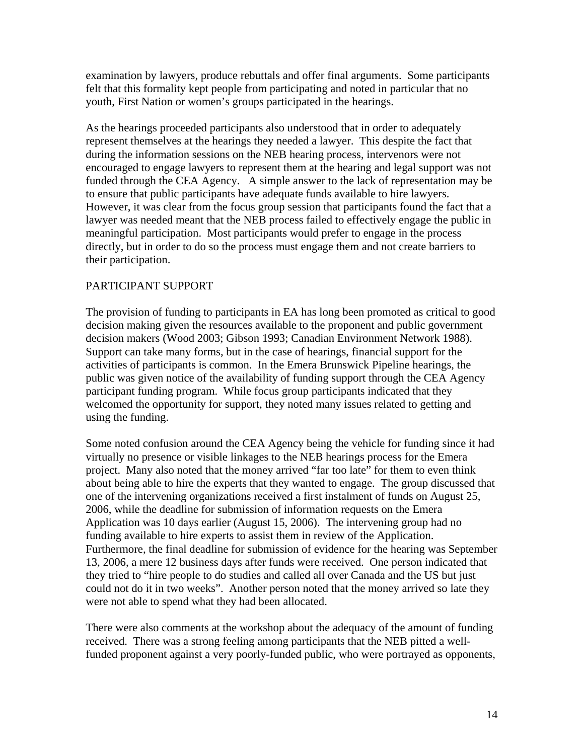examination by lawyers, produce rebuttals and offer final arguments. Some participants felt that this formality kept people from participating and noted in particular that no youth, First Nation or women's groups participated in the hearings.

As the hearings proceeded participants also understood that in order to adequately represent themselves at the hearings they needed a lawyer. This despite the fact that during the information sessions on the NEB hearing process, intervenors were not encouraged to engage lawyers to represent them at the hearing and legal support was not funded through the CEA Agency. A simple answer to the lack of representation may be to ensure that public participants have adequate funds available to hire lawyers. However, it was clear from the focus group session that participants found the fact that a lawyer was needed meant that the NEB process failed to effectively engage the public in meaningful participation. Most participants would prefer to engage in the process directly, but in order to do so the process must engage them and not create barriers to their participation.

## PARTICIPANT SUPPORT

The provision of funding to participants in EA has long been promoted as critical to good decision making given the resources available to the proponent and public government decision makers (Wood 2003; Gibson 1993; Canadian Environment Network 1988). Support can take many forms, but in the case of hearings, financial support for the activities of participants is common. In the Emera Brunswick Pipeline hearings, the public was given notice of the availability of funding support through the CEA Agency participant funding program. While focus group participants indicated that they welcomed the opportunity for support, they noted many issues related to getting and using the funding.

Some noted confusion around the CEA Agency being the vehicle for funding since it had virtually no presence or visible linkages to the NEB hearings process for the Emera project. Many also noted that the money arrived "far too late" for them to even think about being able to hire the experts that they wanted to engage. The group discussed that one of the intervening organizations received a first instalment of funds on August 25, 2006, while the deadline for submission of information requests on the Emera Application was 10 days earlier (August 15, 2006). The intervening group had no funding available to hire experts to assist them in review of the Application. Furthermore, the final deadline for submission of evidence for the hearing was September 13, 2006, a mere 12 business days after funds were received. One person indicated that they tried to "hire people to do studies and called all over Canada and the US but just could not do it in two weeks". Another person noted that the money arrived so late they were not able to spend what they had been allocated.

There were also comments at the workshop about the adequacy of the amount of funding received. There was a strong feeling among participants that the NEB pitted a well-funded proponent against a very poorly-funded public, who were portrayed as opponents,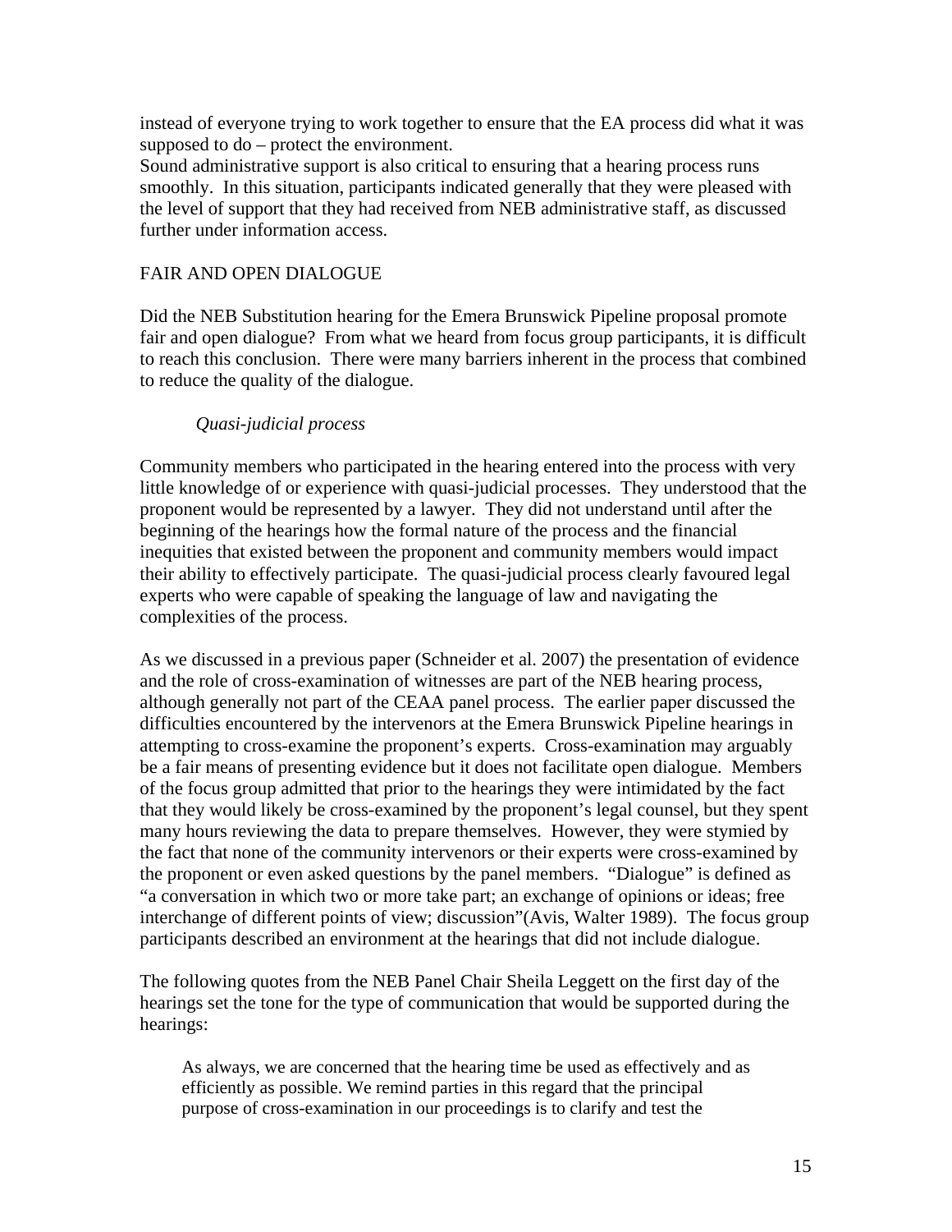instead of everyone trying to work together to ensure that the EA process did what it was supposed to do – protect the environment.
Sound administrative support is also critical to ensuring that a hearing process runs smoothly. In this situation, participants indicated generally that they were pleased with the level of support that they had received from NEB administrative staff, as discussed further under information access.

## FAIR AND OPEN DIALOGUE

Did the NEB Substitution hearing for the Emera Brunswick Pipeline proposal promote fair and open dialogue? From what we heard from focus group participants, it is difficult to reach this conclusion. There were many barriers inherent in the process that combined to reduce the quality of the dialogue.

### *Quasi-judicial process*

Community members who participated in the hearing entered into the process with very little knowledge of or experience with quasi-judicial processes. They understood that the proponent would be represented by a lawyer. They did not understand until after the beginning of the hearings how the formal nature of the process and the financial inequities that existed between the proponent and community members would impact their ability to effectively participate. The quasi-judicial process clearly favoured legal experts who were capable of speaking the language of law and navigating the complexities of the process.

As we discussed in a previous paper (Schneider et al. 2007) the presentation of evidence and the role of cross-examination of witnesses are part of the NEB hearing process, although generally not part of the CEAA panel process. The earlier paper discussed the difficulties encountered by the intervenors at the Emera Brunswick Pipeline hearings in attempting to cross-examine the proponent's experts. Cross-examination may arguably be a fair means of presenting evidence but it does not facilitate open dialogue. Members of the focus group admitted that prior to the hearings they were intimidated by the fact that they would likely be cross-examined by the proponent's legal counsel, but they spent many hours reviewing the data to prepare themselves. However, they were stymied by the fact that none of the community intervenors or their experts were cross-examined by the proponent or even asked questions by the panel members. "Dialogue" is defined as "a conversation in which two or more take part; an exchange of opinions or ideas; free interchange of different points of view; discussion"(Avis, Walter 1989). The focus group participants described an environment at the hearings that did not include dialogue.

The following quotes from the NEB Panel Chair Sheila Leggett on the first day of the hearings set the tone for the type of communication that would be supported during the hearings:

> As always, we are concerned that the hearing time be used as effectively and as efficiently as possible. We remind parties in this regard that the principal purpose of cross-examination in our proceedings is to clarify and test the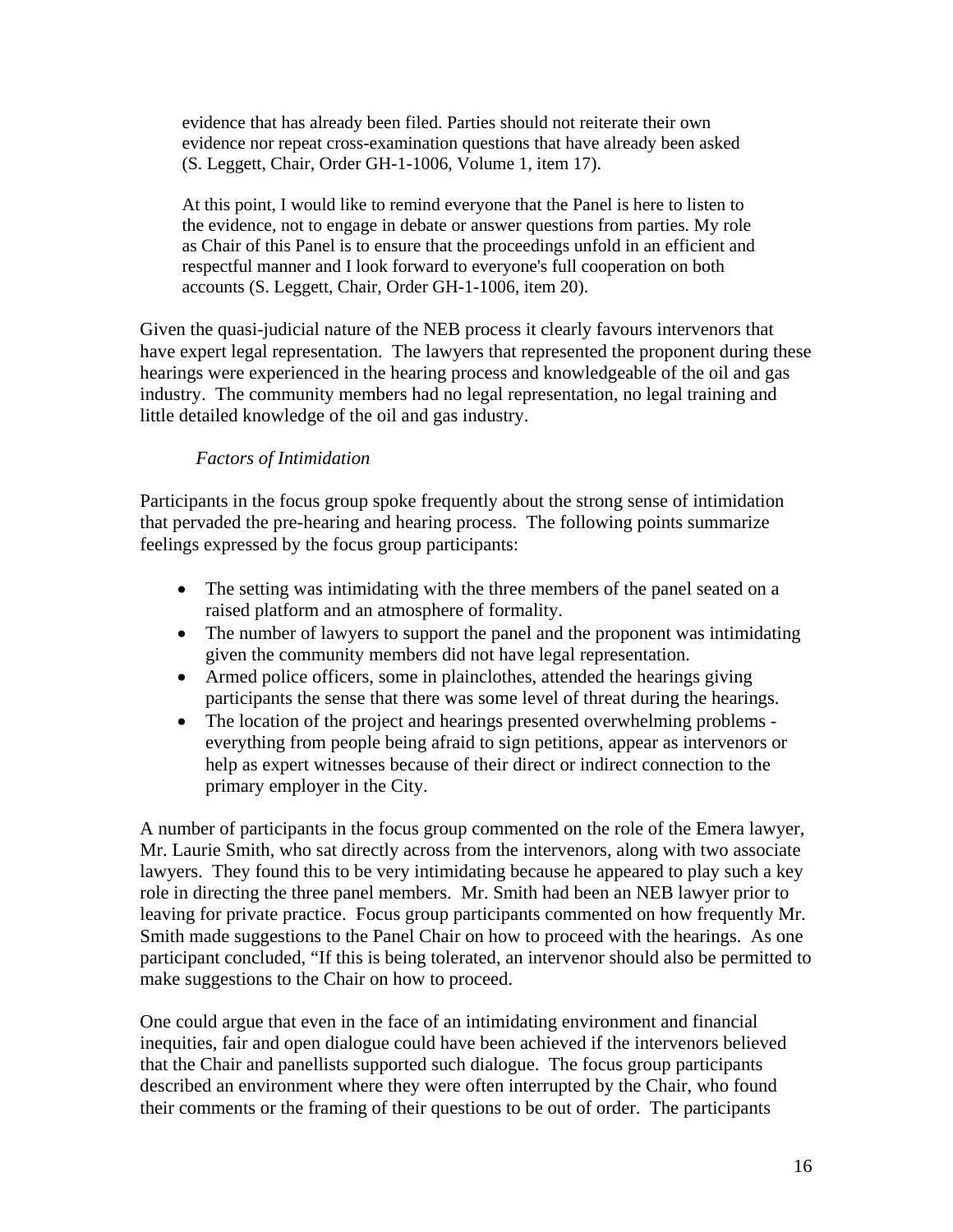> evidence that has already been filed. Parties should not reiterate their own evidence nor repeat cross-examination questions that have already been asked (S. Leggett, Chair, Order GH-1-1006, Volume 1, item 17).
>
> At this point, I would like to remind everyone that the Panel is here to listen to the evidence, not to engage in debate or answer questions from parties. My role as Chair of this Panel is to ensure that the proceedings unfold in an efficient and respectful manner and I look forward to everyone's full cooperation on both accounts (S. Leggett, Chair, Order GH-1-1006, item 20).

Given the quasi-judicial nature of the NEB process it clearly favours intervenors that have expert legal representation. The lawyers that represented the proponent during these hearings were experienced in the hearing process and knowledgeable of the oil and gas industry. The community members had no legal representation, no legal training and little detailed knowledge of the oil and gas industry.

*Factors of Intimidation*

Participants in the focus group spoke frequently about the strong sense of intimidation that pervaded the pre-hearing and hearing process. The following points summarize feelings expressed by the focus group participants:

- The setting was intimidating with the three members of the panel seated on a raised platform and an atmosphere of formality.
- The number of lawyers to support the panel and the proponent was intimidating given the community members did not have legal representation.
- Armed police officers, some in plainclothes, attended the hearings giving participants the sense that there was some level of threat during the hearings.
- The location of the project and hearings presented overwhelming problems - everything from people being afraid to sign petitions, appear as intervenors or help as expert witnesses because of their direct or indirect connection to the primary employer in the City.

A number of participants in the focus group commented on the role of the Emera lawyer, Mr. Laurie Smith, who sat directly across from the intervenors, along with two associate lawyers. They found this to be very intimidating because he appeared to play such a key role in directing the three panel members. Mr. Smith had been an NEB lawyer prior to leaving for private practice. Focus group participants commented on how frequently Mr. Smith made suggestions to the Panel Chair on how to proceed with the hearings. As one participant concluded, "If this is being tolerated, an intervenor should also be permitted to make suggestions to the Chair on how to proceed.

One could argue that even in the face of an intimidating environment and financial inequities, fair and open dialogue could have been achieved if the intervenors believed that the Chair and panellists supported such dialogue. The focus group participants described an environment where they were often interrupted by the Chair, who found their comments or the framing of their questions to be out of order. The participants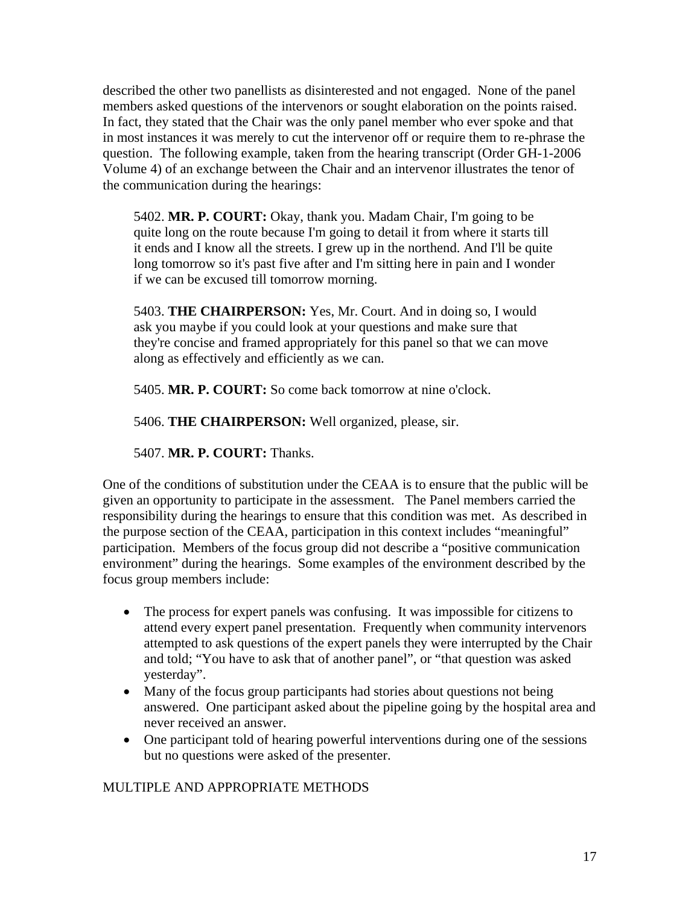described the other two panellists as disinterested and not engaged. None of the panel members asked questions of the intervenors or sought elaboration on the points raised. In fact, they stated that the Chair was the only panel member who ever spoke and that in most instances it was merely to cut the intervenor off or require them to re-phrase the question. The following example, taken from the hearing transcript (Order GH-1-2006 Volume 4) of an exchange between the Chair and an intervenor illustrates the tenor of the communication during the hearings:

> 5402. **MR. P. COURT:** Okay, thank you. Madam Chair, I'm going to be quite long on the route because I'm going to detail it from where it starts till it ends and I know all the streets. I grew up in the northend. And I'll be quite long tomorrow so it's past five after and I'm sitting here in pain and I wonder if we can be excused till tomorrow morning.
>
> 5403. **THE CHAIRPERSON:** Yes, Mr. Court. And in doing so, I would ask you maybe if you could look at your questions and make sure that they're concise and framed appropriately for this panel so that we can move along as effectively and efficiently as we can.
>
> 5405. **MR. P. COURT:** So come back tomorrow at nine o'clock.
>
> 5406. **THE CHAIRPERSON:** Well organized, please, sir.
>
> 5407. **MR. P. COURT:** Thanks.

One of the conditions of substitution under the CEAA is to ensure that the public will be given an opportunity to participate in the assessment. The Panel members carried the responsibility during the hearings to ensure that this condition was met. As described in the purpose section of the CEAA, participation in this context includes "meaningful" participation. Members of the focus group did not describe a "positive communication environment" during the hearings. Some examples of the environment described by the focus group members include:

- The process for expert panels was confusing. It was impossible for citizens to attend every expert panel presentation. Frequently when community intervenors attempted to ask questions of the expert panels they were interrupted by the Chair and told; "You have to ask that of another panel", or "that question was asked yesterday".
- Many of the focus group participants had stories about questions not being answered. One participant asked about the pipeline going by the hospital area and never received an answer.
- One participant told of hearing powerful interventions during one of the sessions but no questions were asked of the presenter.

MULTIPLE AND APPROPRIATE METHODS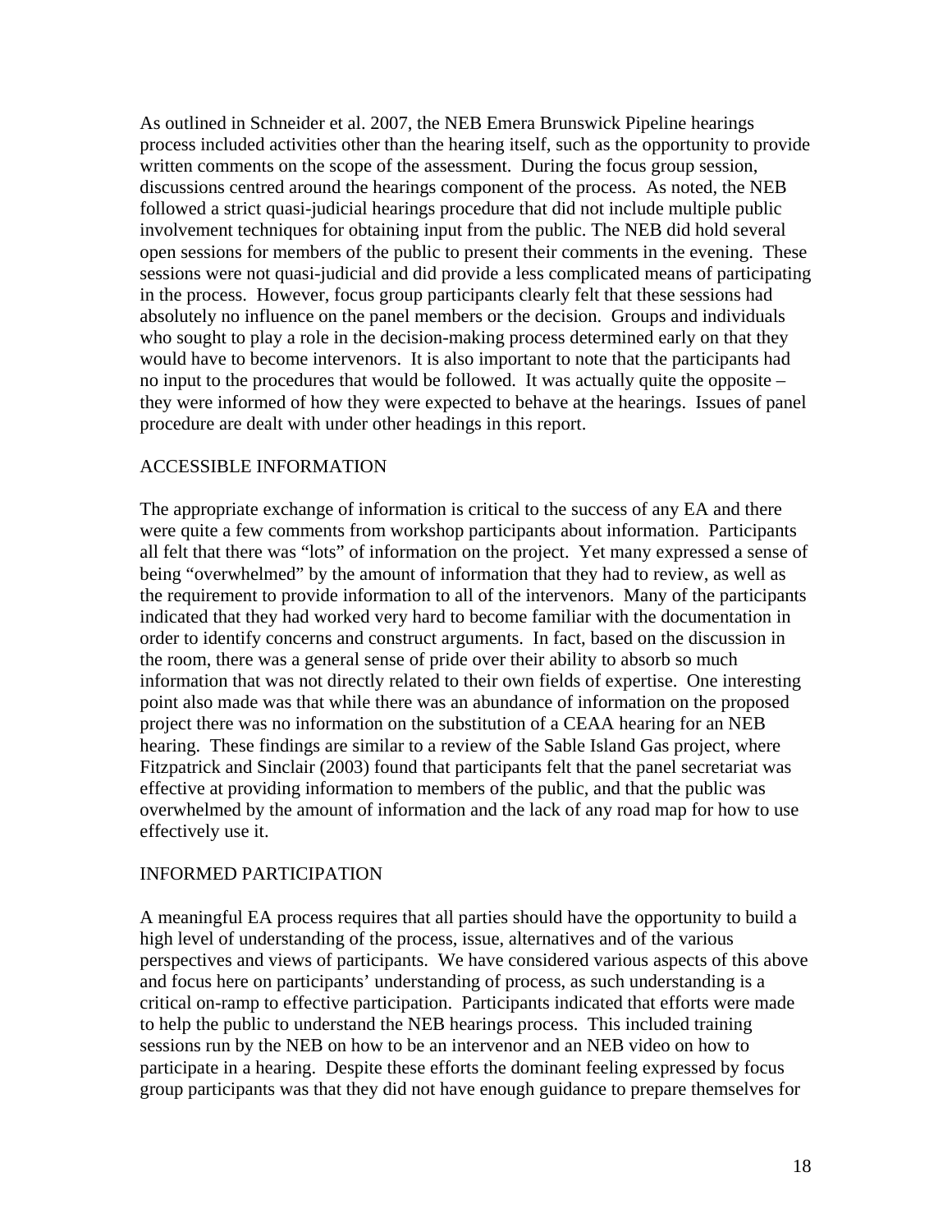As outlined in Schneider et al. 2007, the NEB Emera Brunswick Pipeline hearings process included activities other than the hearing itself, such as the opportunity to provide written comments on the scope of the assessment. During the focus group session, discussions centred around the hearings component of the process. As noted, the NEB followed a strict quasi-judicial hearings procedure that did not include multiple public involvement techniques for obtaining input from the public. The NEB did hold several open sessions for members of the public to present their comments in the evening. These sessions were not quasi-judicial and did provide a less complicated means of participating in the process. However, focus group participants clearly felt that these sessions had absolutely no influence on the panel members or the decision. Groups and individuals who sought to play a role in the decision-making process determined early on that they would have to become intervenors. It is also important to note that the participants had no input to the procedures that would be followed. It was actually quite the opposite – they were informed of how they were expected to behave at the hearings. Issues of panel procedure are dealt with under other headings in this report.

## ACCESSIBLE INFORMATION

The appropriate exchange of information is critical to the success of any EA and there were quite a few comments from workshop participants about information. Participants all felt that there was "lots" of information on the project. Yet many expressed a sense of being "overwhelmed" by the amount of information that they had to review, as well as the requirement to provide information to all of the intervenors. Many of the participants indicated that they had worked very hard to become familiar with the documentation in order to identify concerns and construct arguments. In fact, based on the discussion in the room, there was a general sense of pride over their ability to absorb so much information that was not directly related to their own fields of expertise. One interesting point also made was that while there was an abundance of information on the proposed project there was no information on the substitution of a CEAA hearing for an NEB hearing. These findings are similar to a review of the Sable Island Gas project, where Fitzpatrick and Sinclair (2003) found that participants felt that the panel secretariat was effective at providing information to members of the public, and that the public was overwhelmed by the amount of information and the lack of any road map for how to use effectively use it.

## INFORMED PARTICIPATION

A meaningful EA process requires that all parties should have the opportunity to build a high level of understanding of the process, issue, alternatives and of the various perspectives and views of participants. We have considered various aspects of this above and focus here on participants' understanding of process, as such understanding is a critical on-ramp to effective participation. Participants indicated that efforts were made to help the public to understand the NEB hearings process. This included training sessions run by the NEB on how to be an intervenor and an NEB video on how to participate in a hearing. Despite these efforts the dominant feeling expressed by focus group participants was that they did not have enough guidance to prepare themselves for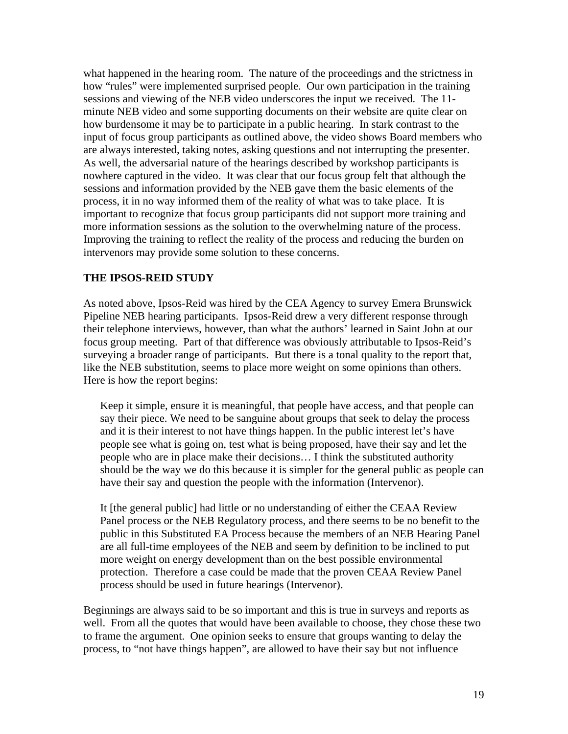what happened in the hearing room. The nature of the proceedings and the strictness in how "rules" were implemented surprised people. Our own participation in the training sessions and viewing of the NEB video underscores the input we received. The 11-minute NEB video and some supporting documents on their website are quite clear on how burdensome it may be to participate in a public hearing. In stark contrast to the input of focus group participants as outlined above, the video shows Board members who are always interested, taking notes, asking questions and not interrupting the presenter. As well, the adversarial nature of the hearings described by workshop participants is nowhere captured in the video. It was clear that our focus group felt that although the sessions and information provided by the NEB gave them the basic elements of the process, it in no way informed them of the reality of what was to take place. It is important to recognize that focus group participants did not support more training and more information sessions as the solution to the overwhelming nature of the process. Improving the training to reflect the reality of the process and reducing the burden on intervenors may provide some solution to these concerns.

**THE IPSOS-REID STUDY**

As noted above, Ipsos-Reid was hired by the CEA Agency to survey Emera Brunswick Pipeline NEB hearing participants. Ipsos-Reid drew a very different response through their telephone interviews, however, than what the authors' learned in Saint John at our focus group meeting. Part of that difference was obviously attributable to Ipsos-Reid's surveying a broader range of participants. But there is a tonal quality to the report that, like the NEB substitution, seems to place more weight on some opinions than others. Here is how the report begins:

> Keep it simple, ensure it is meaningful, that people have access, and that people can say their piece. We need to be sanguine about groups that seek to delay the process and it is their interest to not have things happen. In the public interest let's have people see what is going on, test what is being proposed, have their say and let the people who are in place make their decisions… I think the substituted authority should be the way we do this because it is simpler for the general public as people can have their say and question the people with the information (Intervenor).
>
> It [the general public] had little or no understanding of either the CEAA Review Panel process or the NEB Regulatory process, and there seems to be no benefit to the public in this Substituted EA Process because the members of an NEB Hearing Panel are all full-time employees of the NEB and seem by definition to be inclined to put more weight on energy development than on the best possible environmental protection. Therefore a case could be made that the proven CEAA Review Panel process should be used in future hearings (Intervenor).

Beginnings are always said to be so important and this is true in surveys and reports as well. From all the quotes that would have been available to choose, they chose these two to frame the argument. One opinion seeks to ensure that groups wanting to delay the process, to "not have things happen", are allowed to have their say but not influence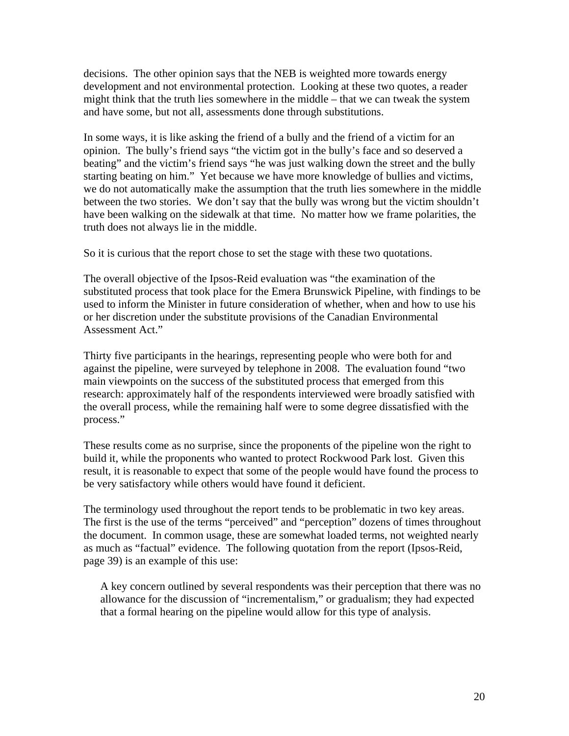decisions. The other opinion says that the NEB is weighted more towards energy development and not environmental protection. Looking at these two quotes, a reader might think that the truth lies somewhere in the middle – that we can tweak the system and have some, but not all, assessments done through substitutions.

In some ways, it is like asking the friend of a bully and the friend of a victim for an opinion. The bully's friend says "the victim got in the bully's face and so deserved a beating" and the victim's friend says "he was just walking down the street and the bully starting beating on him." Yet because we have more knowledge of bullies and victims, we do not automatically make the assumption that the truth lies somewhere in the middle between the two stories. We don't say that the bully was wrong but the victim shouldn't have been walking on the sidewalk at that time. No matter how we frame polarities, the truth does not always lie in the middle.

So it is curious that the report chose to set the stage with these two quotations.

The overall objective of the Ipsos-Reid evaluation was "the examination of the substituted process that took place for the Emera Brunswick Pipeline, with findings to be used to inform the Minister in future consideration of whether, when and how to use his or her discretion under the substitute provisions of the Canadian Environmental Assessment Act."

Thirty five participants in the hearings, representing people who were both for and against the pipeline, were surveyed by telephone in 2008. The evaluation found "two main viewpoints on the success of the substituted process that emerged from this research: approximately half of the respondents interviewed were broadly satisfied with the overall process, while the remaining half were to some degree dissatisfied with the process."

These results come as no surprise, since the proponents of the pipeline won the right to build it, while the proponents who wanted to protect Rockwood Park lost. Given this result, it is reasonable to expect that some of the people would have found the process to be very satisfactory while others would have found it deficient.

The terminology used throughout the report tends to be problematic in two key areas. The first is the use of the terms "perceived" and "perception" dozens of times throughout the document. In common usage, these are somewhat loaded terms, not weighted nearly as much as "factual" evidence. The following quotation from the report (Ipsos-Reid, page 39) is an example of this use:

> A key concern outlined by several respondents was their perception that there was no allowance for the discussion of "incrementalism," or gradualism; they had expected that a formal hearing on the pipeline would allow for this type of analysis.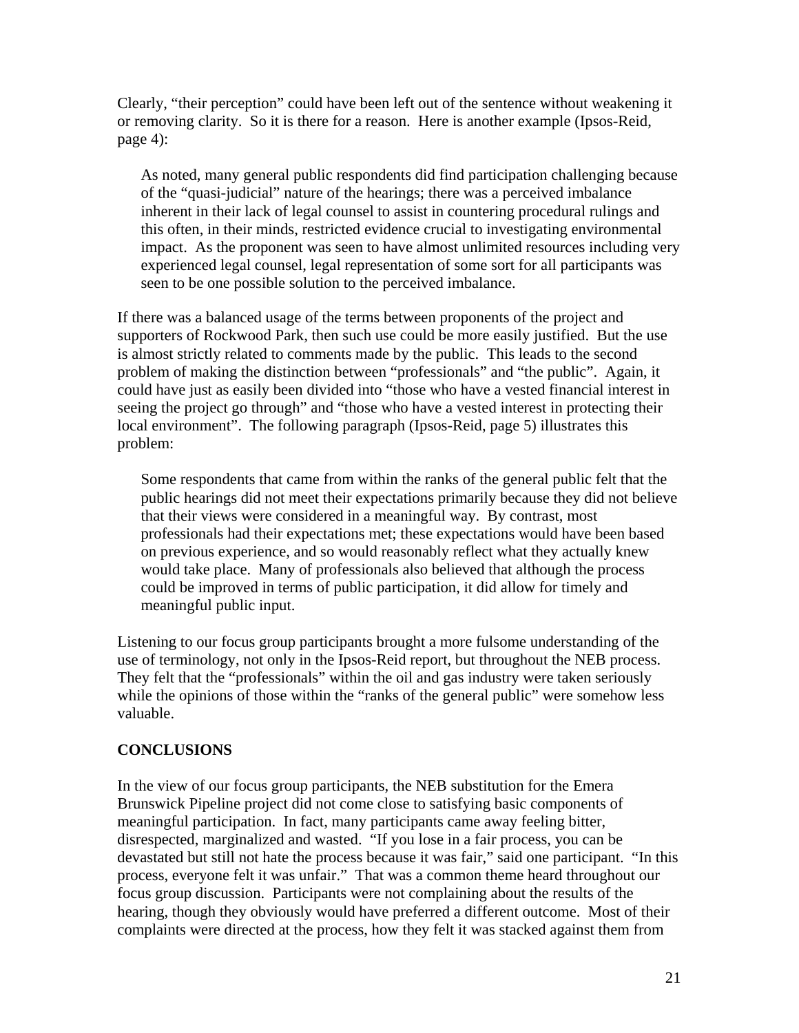Clearly, “their perception” could have been left out of the sentence without weakening it or removing clarity. So it is there for a reason. Here is another example (Ipsos-Reid, page 4):

> As noted, many general public respondents did find participation challenging because of the “quasi-judicial” nature of the hearings; there was a perceived imbalance inherent in their lack of legal counsel to assist in countering procedural rulings and this often, in their minds, restricted evidence crucial to investigating environmental impact. As the proponent was seen to have almost unlimited resources including very experienced legal counsel, legal representation of some sort for all participants was seen to be one possible solution to the perceived imbalance.

If there was a balanced usage of the terms between proponents of the project and supporters of Rockwood Park, then such use could be more easily justified. But the use is almost strictly related to comments made by the public. This leads to the second problem of making the distinction between “professionals” and “the public”. Again, it could have just as easily been divided into “those who have a vested financial interest in seeing the project go through” and “those who have a vested interest in protecting their local environment”. The following paragraph (Ipsos-Reid, page 5) illustrates this problem:

> Some respondents that came from within the ranks of the general public felt that the public hearings did not meet their expectations primarily because they did not believe that their views were considered in a meaningful way. By contrast, most professionals had their expectations met; these expectations would have been based on previous experience, and so would reasonably reflect what they actually knew would take place. Many of professionals also believed that although the process could be improved in terms of public participation, it did allow for timely and meaningful public input.

Listening to our focus group participants brought a more fulsome understanding of the use of terminology, not only in the Ipsos-Reid report, but throughout the NEB process. They felt that the “professionals” within the oil and gas industry were taken seriously while the opinions of those within the “ranks of the general public” were somehow less valuable.

## CONCLUSIONS

In the view of our focus group participants, the NEB substitution for the Emera Brunswick Pipeline project did not come close to satisfying basic components of meaningful participation. In fact, many participants came away feeling bitter, disrespected, marginalized and wasted. “If you lose in a fair process, you can be devastated but still not hate the process because it was fair,” said one participant. “In this process, everyone felt it was unfair.” That was a common theme heard throughout our focus group discussion. Participants were not complaining about the results of the hearing, though they obviously would have preferred a different outcome. Most of their complaints were directed at the process, how they felt it was stacked against them from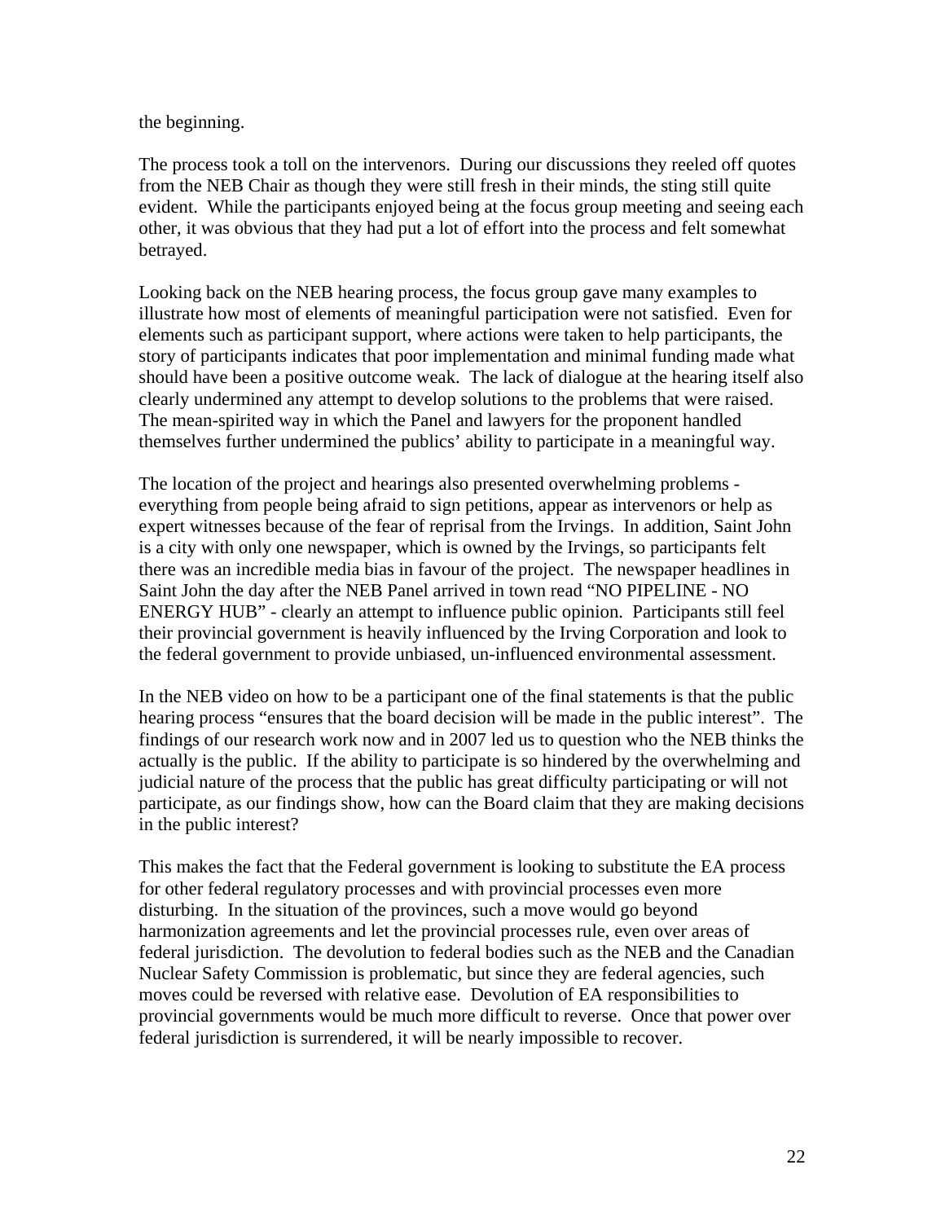the beginning.

The process took a toll on the intervenors. During our discussions they reeled off quotes from the NEB Chair as though they were still fresh in their minds, the sting still quite evident. While the participants enjoyed being at the focus group meeting and seeing each other, it was obvious that they had put a lot of effort into the process and felt somewhat betrayed.

Looking back on the NEB hearing process, the focus group gave many examples to illustrate how most of elements of meaningful participation were not satisfied. Even for elements such as participant support, where actions were taken to help participants, the story of participants indicates that poor implementation and minimal funding made what should have been a positive outcome weak. The lack of dialogue at the hearing itself also clearly undermined any attempt to develop solutions to the problems that were raised. The mean-spirited way in which the Panel and lawyers for the proponent handled themselves further undermined the publics' ability to participate in a meaningful way.

The location of the project and hearings also presented overwhelming problems - everything from people being afraid to sign petitions, appear as intervenors or help as expert witnesses because of the fear of reprisal from the Irvings. In addition, Saint John is a city with only one newspaper, which is owned by the Irvings, so participants felt there was an incredible media bias in favour of the project. The newspaper headlines in Saint John the day after the NEB Panel arrived in town read "NO PIPELINE - NO ENERGY HUB" - clearly an attempt to influence public opinion. Participants still feel their provincial government is heavily influenced by the Irving Corporation and look to the federal government to provide unbiased, un-influenced environmental assessment.

In the NEB video on how to be a participant one of the final statements is that the public hearing process "ensures that the board decision will be made in the public interest". The findings of our research work now and in 2007 led us to question who the NEB thinks the actually is the public. If the ability to participate is so hindered by the overwhelming and judicial nature of the process that the public has great difficulty participating or will not participate, as our findings show, how can the Board claim that they are making decisions in the public interest?

This makes the fact that the Federal government is looking to substitute the EA process for other federal regulatory processes and with provincial processes even more disturbing. In the situation of the provinces, such a move would go beyond harmonization agreements and let the provincial processes rule, even over areas of federal jurisdiction. The devolution to federal bodies such as the NEB and the Canadian Nuclear Safety Commission is problematic, but since they are federal agencies, such moves could be reversed with relative ease. Devolution of EA responsibilities to provincial governments would be much more difficult to reverse. Once that power over federal jurisdiction is surrendered, it will be nearly impossible to recover.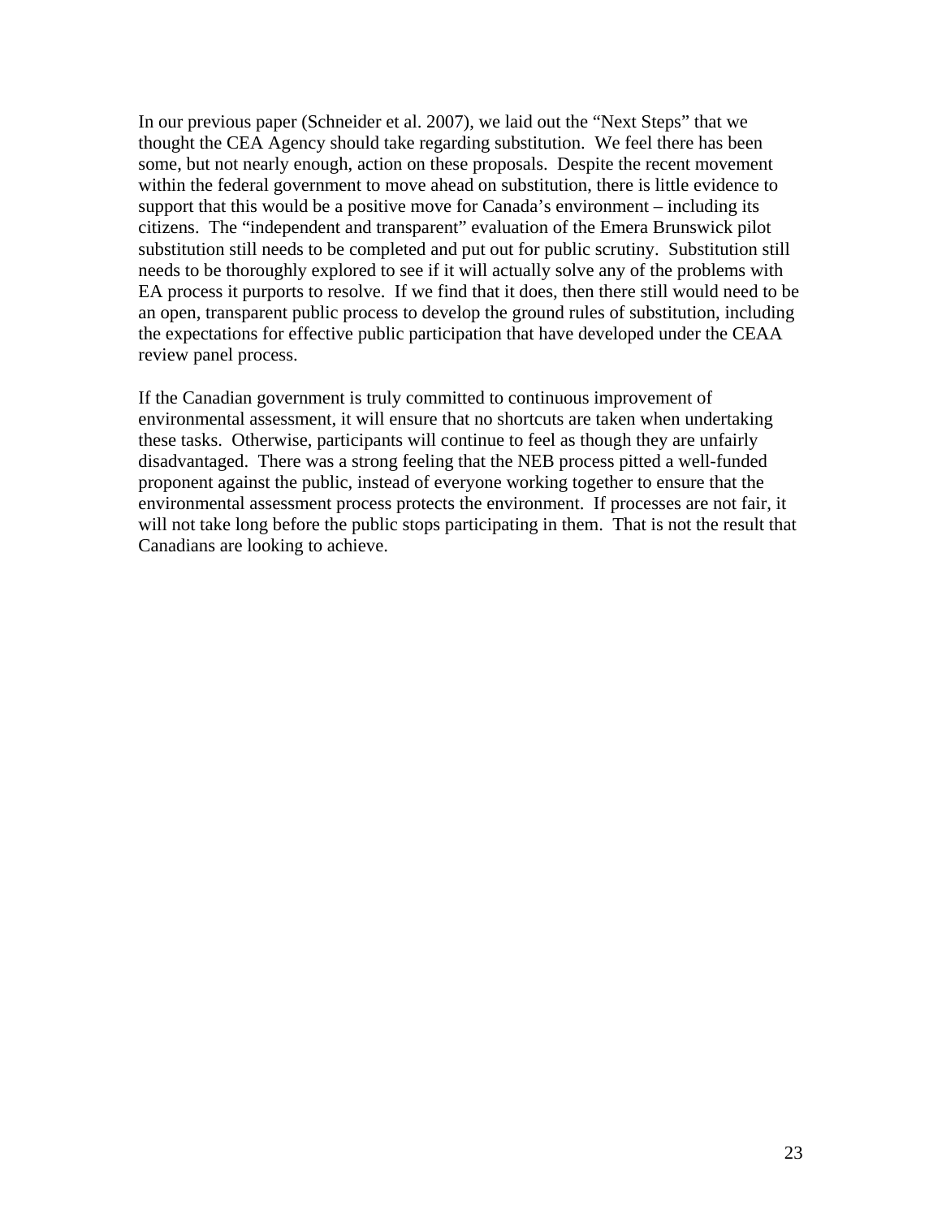In our previous paper (Schneider et al. 2007), we laid out the "Next Steps" that we thought the CEA Agency should take regarding substitution. We feel there has been some, but not nearly enough, action on these proposals. Despite the recent movement within the federal government to move ahead on substitution, there is little evidence to support that this would be a positive move for Canada's environment – including its citizens. The "independent and transparent" evaluation of the Emera Brunswick pilot substitution still needs to be completed and put out for public scrutiny. Substitution still needs to be thoroughly explored to see if it will actually solve any of the problems with EA process it purports to resolve. If we find that it does, then there still would need to be an open, transparent public process to develop the ground rules of substitution, including the expectations for effective public participation that have developed under the CEAA review panel process.

If the Canadian government is truly committed to continuous improvement of environmental assessment, it will ensure that no shortcuts are taken when undertaking these tasks. Otherwise, participants will continue to feel as though they are unfairly disadvantaged. There was a strong feeling that the NEB process pitted a well-funded proponent against the public, instead of everyone working together to ensure that the environmental assessment process protects the environment. If processes are not fair, it will not take long before the public stops participating in them. That is not the result that Canadians are looking to achieve.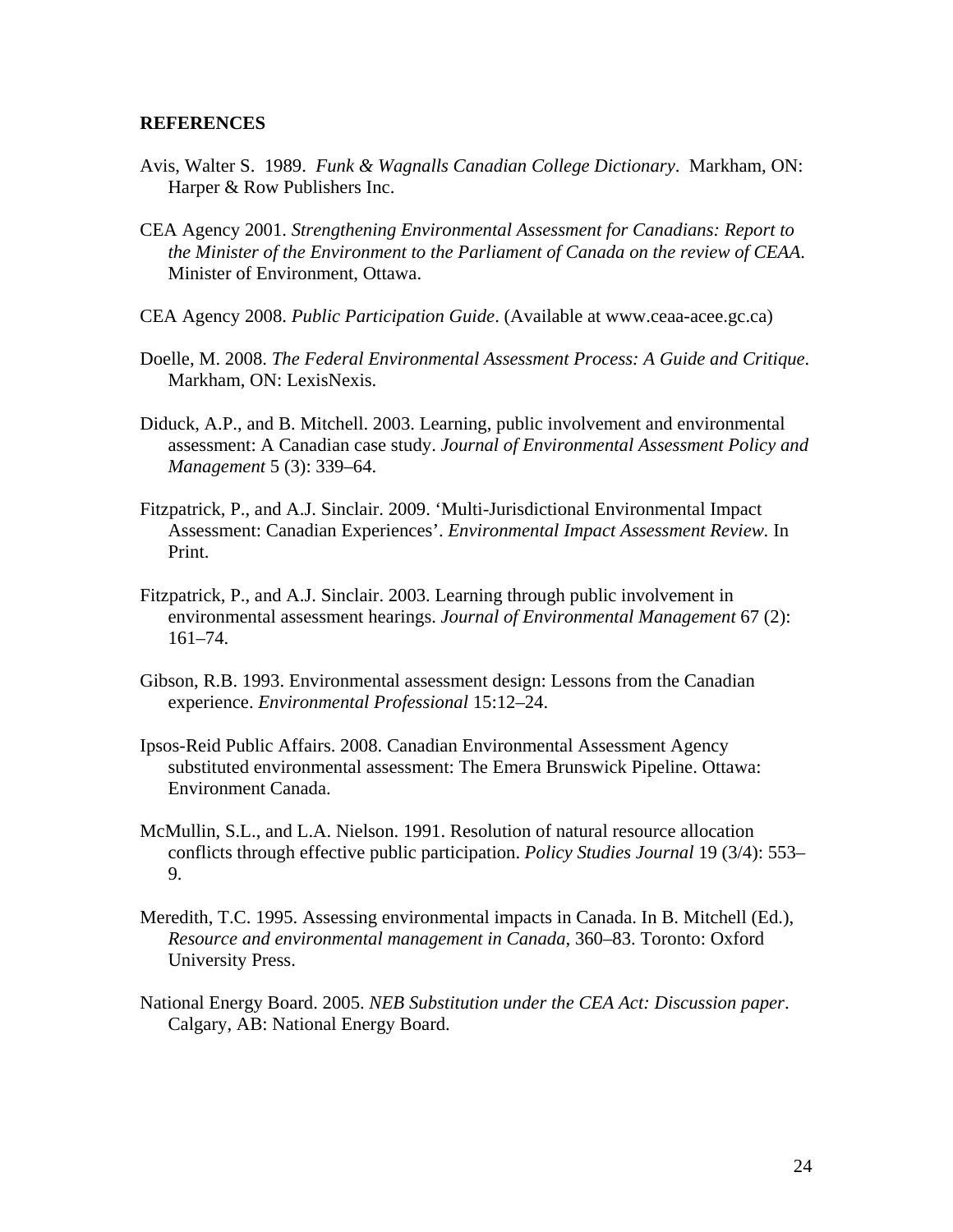**REFERENCES**

Avis, Walter S. 1989. *Funk & Wagnalls Canadian College Dictionary*. Markham, ON: Harper & Row Publishers Inc.

CEA Agency 2001. *Strengthening Environmental Assessment for Canadians: Report to the Minister of the Environment to the Parliament of Canada on the review of CEAA*. Minister of Environment, Ottawa.

CEA Agency 2008. *Public Participation Guide*. (Available at www.ceaa-acee.gc.ca)

Doelle, M. 2008. *The Federal Environmental Assessment Process: A Guide and Critique*. Markham, ON: LexisNexis.

Diduck, A.P., and B. Mitchell. 2003. Learning, public involvement and environmental assessment: A Canadian case study. *Journal of Environmental Assessment Policy and Management* 5 (3): 339–64.

Fitzpatrick, P., and A.J. Sinclair. 2009. 'Multi-Jurisdictional Environmental Impact Assessment: Canadian Experiences'. *Environmental Impact Assessment Review.* In Print.

Fitzpatrick, P., and A.J. Sinclair. 2003. Learning through public involvement in environmental assessment hearings. *Journal of Environmental Management* 67 (2): 161–74.

Gibson, R.B. 1993. Environmental assessment design: Lessons from the Canadian experience. *Environmental Professional* 15:12–24.

Ipsos-Reid Public Affairs. 2008. Canadian Environmental Assessment Agency substituted environmental assessment: The Emera Brunswick Pipeline. Ottawa: Environment Canada.

McMullin, S.L., and L.A. Nielson. 1991. Resolution of natural resource allocation conflicts through effective public participation. *Policy Studies Journal* 19 (3/4): 553–9.

Meredith, T.C. 1995. Assessing environmental impacts in Canada. In B. Mitchell (Ed.), *Resource and environmental management in Canada*, 360–83. Toronto: Oxford University Press.

National Energy Board. 2005. *NEB Substitution under the CEA Act: Discussion paper*. Calgary, AB: National Energy Board.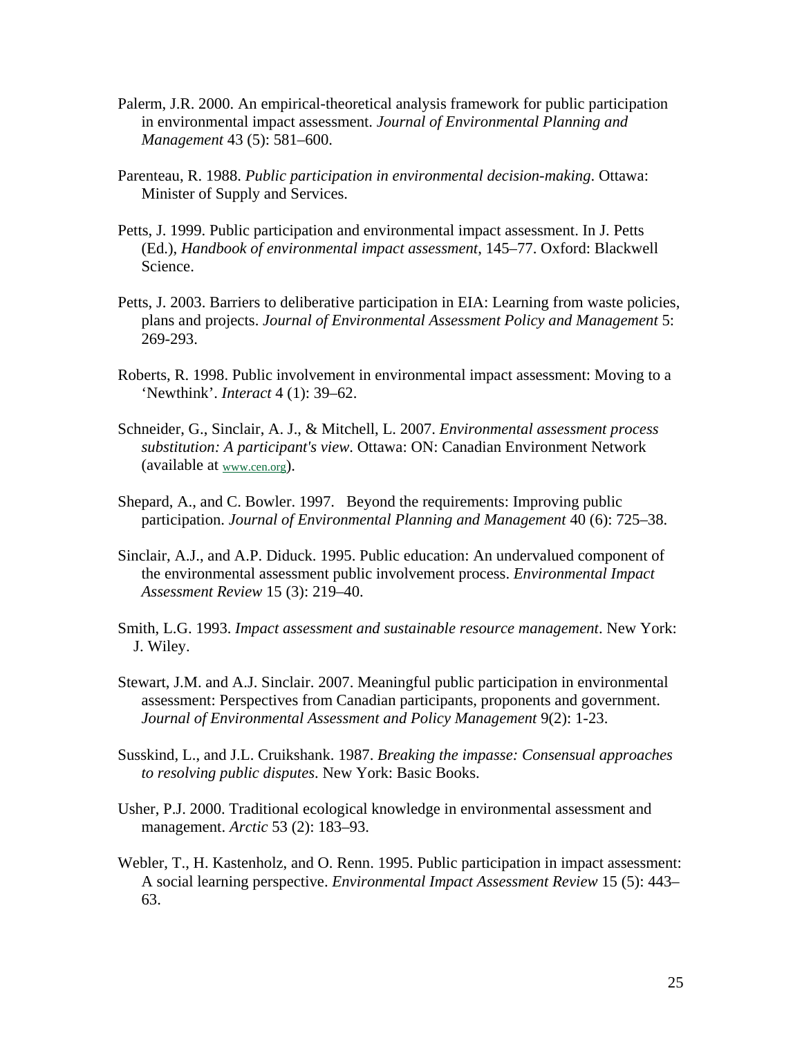Palerm, J.R. 2000. An empirical-theoretical analysis framework for public participation in environmental impact assessment. *Journal of Environmental Planning and Management* 43 (5): 581–600.

Parenteau, R. 1988. *Public participation in environmental decision-making*. Ottawa: Minister of Supply and Services.

Petts, J. 1999. Public participation and environmental impact assessment. In J. Petts (Ed.), *Handbook of environmental impact assessment*, 145–77. Oxford: Blackwell Science.

Petts, J. 2003. Barriers to deliberative participation in EIA: Learning from waste policies, plans and projects. *Journal of Environmental Assessment Policy and Management* 5: 269-293.

Roberts, R. 1998. Public involvement in environmental impact assessment: Moving to a 'Newthink'. *Interact* 4 (1): 39–62.

Schneider, G., Sinclair, A. J., & Mitchell, L. 2007. *Environmental assessment process substitution: A participant's view*. Ottawa: ON: Canadian Environment Network (available at www.cen.org).

Shepard, A., and C. Bowler. 1997. Beyond the requirements: Improving public participation. *Journal of Environmental Planning and Management* 40 (6): 725–38.

Sinclair, A.J., and A.P. Diduck. 1995. Public education: An undervalued component of the environmental assessment public involvement process. *Environmental Impact Assessment Review* 15 (3): 219–40.

Smith, L.G. 1993. *Impact assessment and sustainable resource management*. New York: J. Wiley.

Stewart, J.M. and A.J. Sinclair. 2007. Meaningful public participation in environmental assessment: Perspectives from Canadian participants, proponents and government. *Journal of Environmental Assessment and Policy Management* 9(2): 1-23.

Susskind, L., and J.L. Cruikshank. 1987. *Breaking the impasse: Consensual approaches to resolving public disputes*. New York: Basic Books.

Usher, P.J. 2000. Traditional ecological knowledge in environmental assessment and management. *Arctic* 53 (2): 183–93.

Webler, T., H. Kastenholz, and O. Renn. 1995. Public participation in impact assessment: A social learning perspective. *Environmental Impact Assessment Review* 15 (5): 443–63.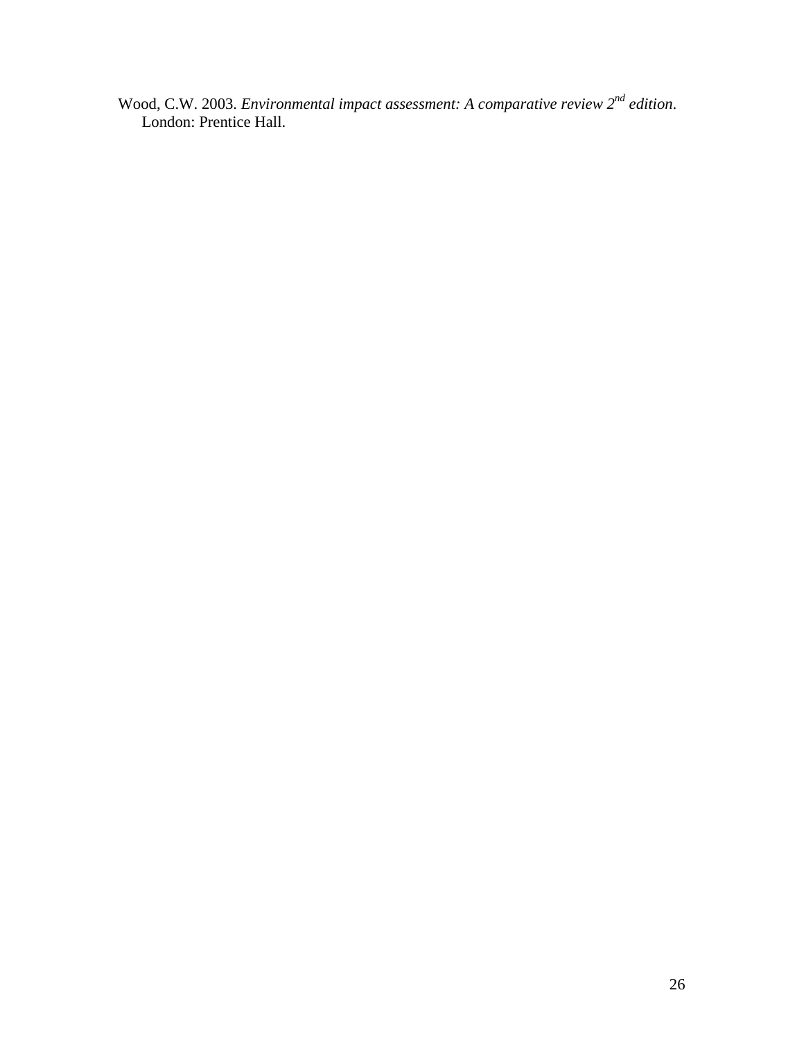Wood, C.W. 2003. *Environmental impact assessment: A comparative review 2nd edition*. London: Prentice Hall.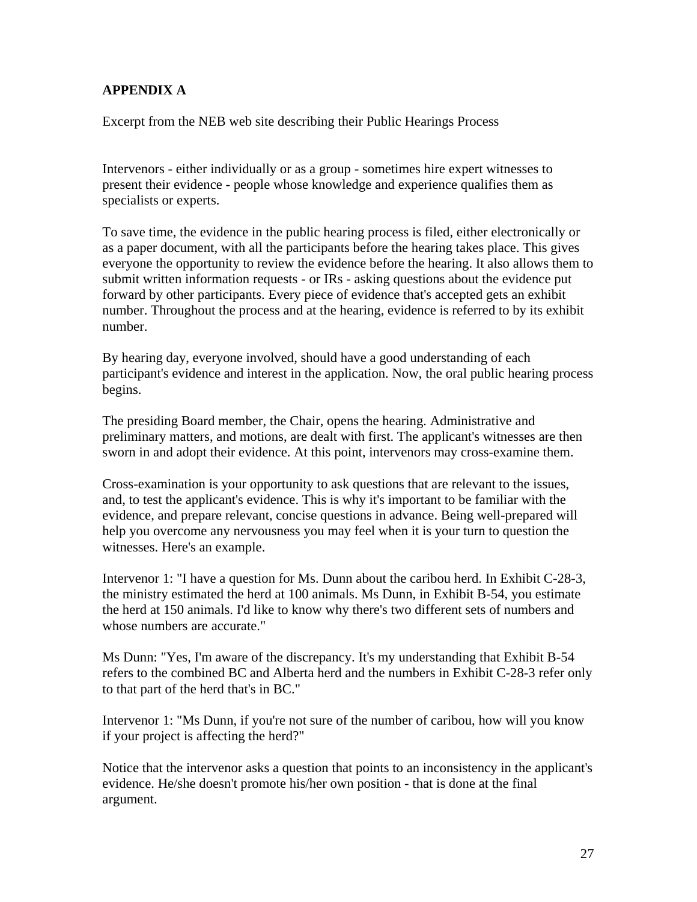**APPENDIX A**

Excerpt from the NEB web site describing their Public Hearings Process

Intervenors - either individually or as a group - sometimes hire expert witnesses to present their evidence - people whose knowledge and experience qualifies them as specialists or experts.

To save time, the evidence in the public hearing process is filed, either electronically or as a paper document, with all the participants before the hearing takes place. This gives everyone the opportunity to review the evidence before the hearing. It also allows them to submit written information requests - or IRs - asking questions about the evidence put forward by other participants. Every piece of evidence that's accepted gets an exhibit number. Throughout the process and at the hearing, evidence is referred to by its exhibit number.

By hearing day, everyone involved, should have a good understanding of each participant's evidence and interest in the application. Now, the oral public hearing process begins.

The presiding Board member, the Chair, opens the hearing. Administrative and preliminary matters, and motions, are dealt with first. The applicant's witnesses are then sworn in and adopt their evidence. At this point, intervenors may cross-examine them.

Cross-examination is your opportunity to ask questions that are relevant to the issues, and, to test the applicant's evidence. This is why it's important to be familiar with the evidence, and prepare relevant, concise questions in advance. Being well-prepared will help you overcome any nervousness you may feel when it is your turn to question the witnesses. Here's an example.

Intervenor 1: "I have a question for Ms. Dunn about the caribou herd. In Exhibit C-28-3, the ministry estimated the herd at 100 animals. Ms Dunn, in Exhibit B-54, you estimate the herd at 150 animals. I'd like to know why there's two different sets of numbers and whose numbers are accurate."

Ms Dunn: "Yes, I'm aware of the discrepancy. It's my understanding that Exhibit B-54 refers to the combined BC and Alberta herd and the numbers in Exhibit C-28-3 refer only to that part of the herd that's in BC."

Intervenor 1: "Ms Dunn, if you're not sure of the number of caribou, how will you know if your project is affecting the herd?"

Notice that the intervenor asks a question that points to an inconsistency in the applicant's evidence. He/she doesn't promote his/her own position - that is done at the final argument.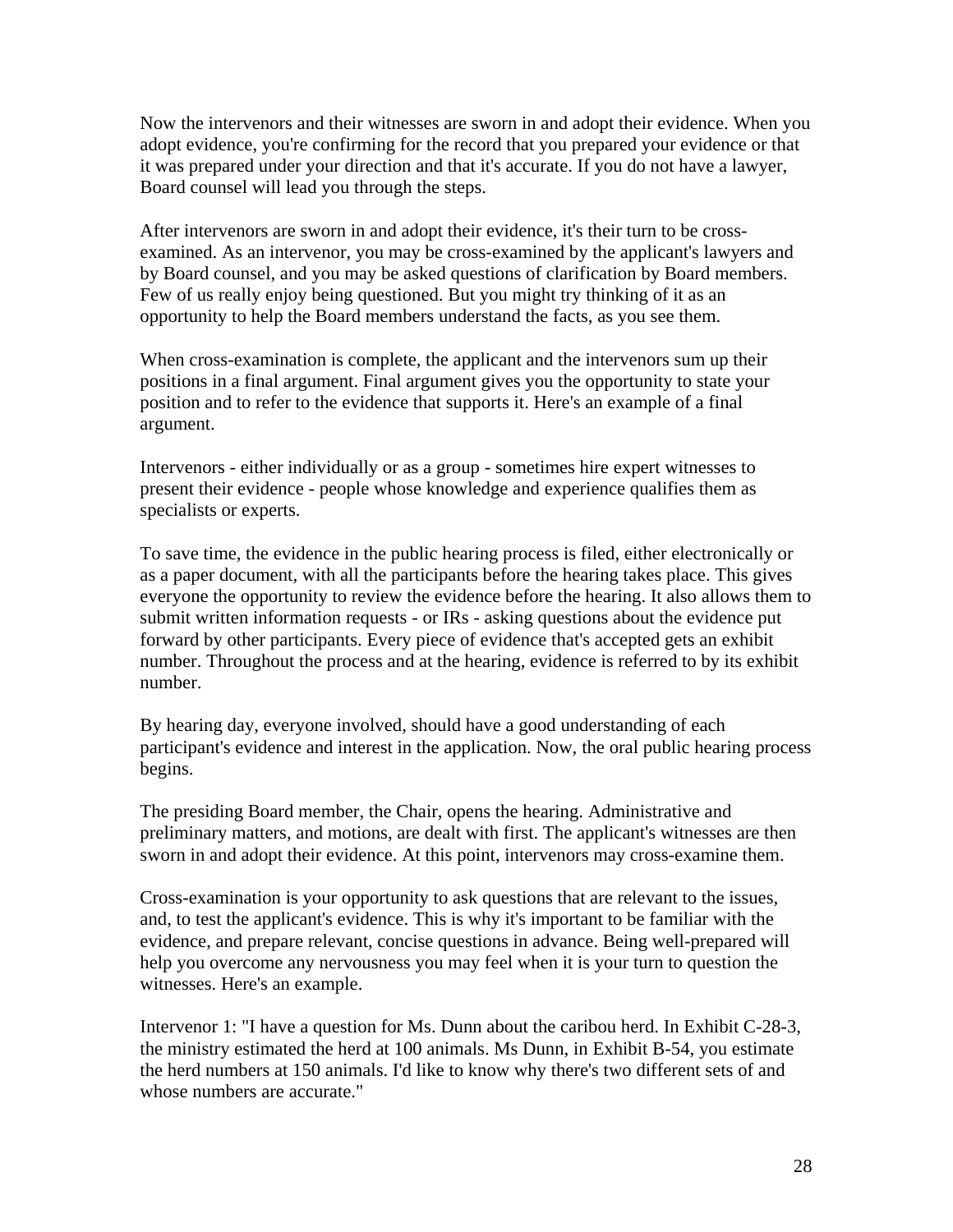Now the intervenors and their witnesses are sworn in and adopt their evidence. When you adopt evidence, you're confirming for the record that you prepared your evidence or that it was prepared under your direction and that it's accurate. If you do not have a lawyer, Board counsel will lead you through the steps.

After intervenors are sworn in and adopt their evidence, it's their turn to be cross-examined. As an intervenor, you may be cross-examined by the applicant's lawyers and by Board counsel, and you may be asked questions of clarification by Board members. Few of us really enjoy being questioned. But you might try thinking of it as an opportunity to help the Board members understand the facts, as you see them.

When cross-examination is complete, the applicant and the intervenors sum up their positions in a final argument. Final argument gives you the opportunity to state your position and to refer to the evidence that supports it. Here's an example of a final argument.

Intervenors - either individually or as a group - sometimes hire expert witnesses to present their evidence - people whose knowledge and experience qualifies them as specialists or experts.

To save time, the evidence in the public hearing process is filed, either electronically or as a paper document, with all the participants before the hearing takes place. This gives everyone the opportunity to review the evidence before the hearing. It also allows them to submit written information requests - or IRs - asking questions about the evidence put forward by other participants. Every piece of evidence that's accepted gets an exhibit number. Throughout the process and at the hearing, evidence is referred to by its exhibit number.

By hearing day, everyone involved, should have a good understanding of each participant's evidence and interest in the application. Now, the oral public hearing process begins.

The presiding Board member, the Chair, opens the hearing. Administrative and preliminary matters, and motions, are dealt with first. The applicant's witnesses are then sworn in and adopt their evidence. At this point, intervenors may cross-examine them.

Cross-examination is your opportunity to ask questions that are relevant to the issues, and, to test the applicant's evidence. This is why it's important to be familiar with the evidence, and prepare relevant, concise questions in advance. Being well-prepared will help you overcome any nervousness you may feel when it is your turn to question the witnesses. Here's an example.

Intervenor 1: "I have a question for Ms. Dunn about the caribou herd. In Exhibit C-28-3, the ministry estimated the herd at 100 animals. Ms Dunn, in Exhibit B-54, you estimate the herd numbers at 150 animals. I'd like to know why there's two different sets of and whose numbers are accurate."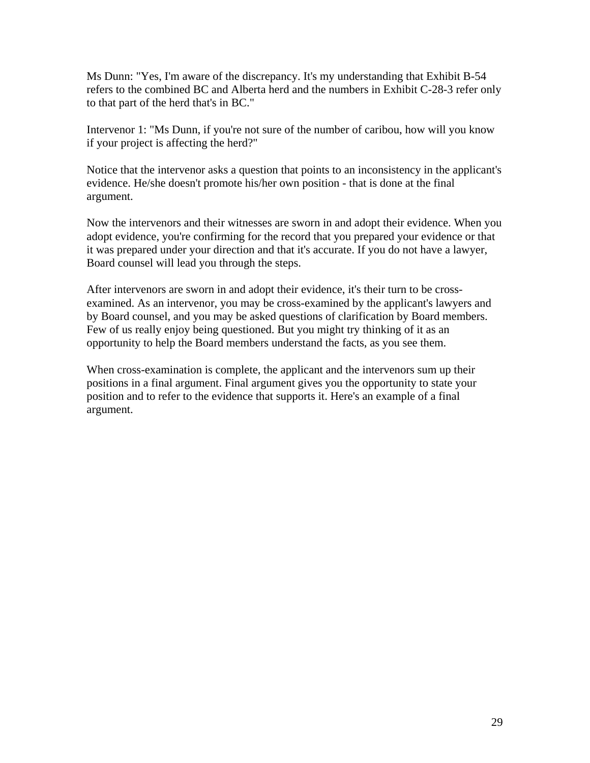Ms Dunn: "Yes, I'm aware of the discrepancy. It's my understanding that Exhibit B-54 refers to the combined BC and Alberta herd and the numbers in Exhibit C-28-3 refer only to that part of the herd that's in BC."

Intervenor 1: "Ms Dunn, if you're not sure of the number of caribou, how will you know if your project is affecting the herd?"

Notice that the intervenor asks a question that points to an inconsistency in the applicant's evidence. He/she doesn't promote his/her own position - that is done at the final argument.

Now the intervenors and their witnesses are sworn in and adopt their evidence. When you adopt evidence, you're confirming for the record that you prepared your evidence or that it was prepared under your direction and that it's accurate. If you do not have a lawyer, Board counsel will lead you through the steps.

After intervenors are sworn in and adopt their evidence, it's their turn to be cross-examined. As an intervenor, you may be cross-examined by the applicant's lawyers and by Board counsel, and you may be asked questions of clarification by Board members. Few of us really enjoy being questioned. But you might try thinking of it as an opportunity to help the Board members understand the facts, as you see them.

When cross-examination is complete, the applicant and the intervenors sum up their positions in a final argument. Final argument gives you the opportunity to state your position and to refer to the evidence that supports it. Here's an example of a final argument.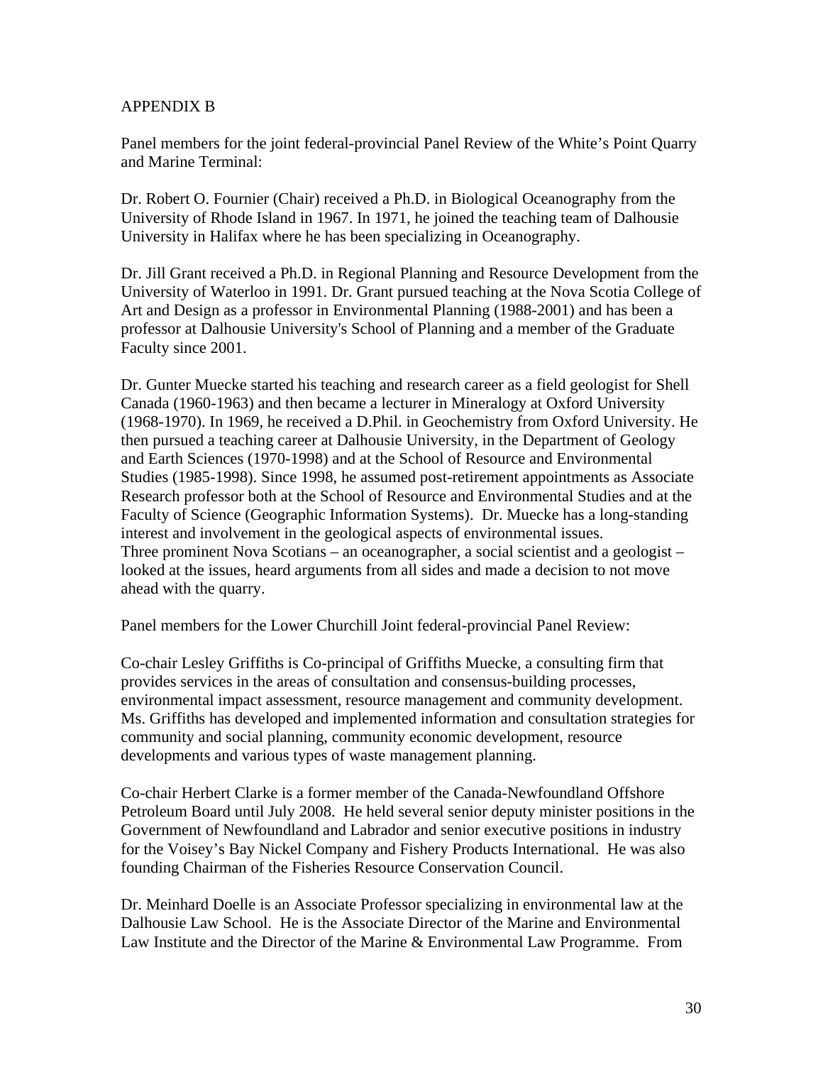APPENDIX B

Panel members for the joint federal-provincial Panel Review of the White's Point Quarry and Marine Terminal:

Dr. Robert O. Fournier (Chair) received a Ph.D. in Biological Oceanography from the University of Rhode Island in 1967. In 1971, he joined the teaching team of Dalhousie University in Halifax where he has been specializing in Oceanography.

Dr. Jill Grant received a Ph.D. in Regional Planning and Resource Development from the University of Waterloo in 1991. Dr. Grant pursued teaching at the Nova Scotia College of Art and Design as a professor in Environmental Planning (1988-2001) and has been a professor at Dalhousie University's School of Planning and a member of the Graduate Faculty since 2001.

Dr. Gunter Muecke started his teaching and research career as a field geologist for Shell Canada (1960-1963) and then became a lecturer in Mineralogy at Oxford University (1968-1970). In 1969, he received a D.Phil. in Geochemistry from Oxford University. He then pursued a teaching career at Dalhousie University, in the Department of Geology and Earth Sciences (1970-1998) and at the School of Resource and Environmental Studies (1985-1998). Since 1998, he assumed post-retirement appointments as Associate Research professor both at the School of Resource and Environmental Studies and at the Faculty of Science (Geographic Information Systems). Dr. Muecke has a long-standing interest and involvement in the geological aspects of environmental issues.
Three prominent Nova Scotians – an oceanographer, a social scientist and a geologist – looked at the issues, heard arguments from all sides and made a decision to not move ahead with the quarry.

Panel members for the Lower Churchill Joint federal-provincial Panel Review:

Co-chair Lesley Griffiths is Co-principal of Griffiths Muecke, a consulting firm that provides services in the areas of consultation and consensus-building processes, environmental impact assessment, resource management and community development. Ms. Griffiths has developed and implemented information and consultation strategies for community and social planning, community economic development, resource developments and various types of waste management planning.

Co-chair Herbert Clarke is a former member of the Canada-Newfoundland Offshore Petroleum Board until July 2008. He held several senior deputy minister positions in the Government of Newfoundland and Labrador and senior executive positions in industry for the Voisey's Bay Nickel Company and Fishery Products International. He was also founding Chairman of the Fisheries Resource Conservation Council.

Dr. Meinhard Doelle is an Associate Professor specializing in environmental law at the Dalhousie Law School. He is the Associate Director of the Marine and Environmental Law Institute and the Director of the Marine & Environmental Law Programme. From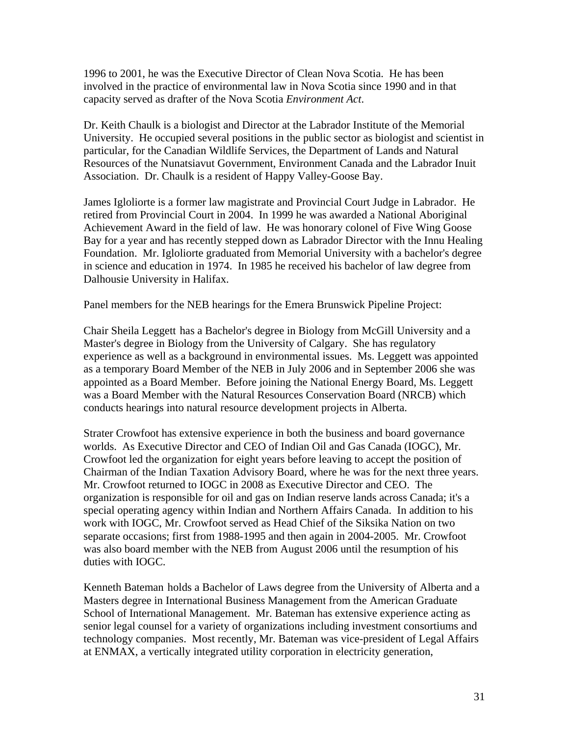1996 to 2001, he was the Executive Director of Clean Nova Scotia. He has been involved in the practice of environmental law in Nova Scotia since 1990 and in that capacity served as drafter of the Nova Scotia *Environment Act*.

Dr. Keith Chaulk is a biologist and Director at the Labrador Institute of the Memorial University. He occupied several positions in the public sector as biologist and scientist in particular, for the Canadian Wildlife Services, the Department of Lands and Natural Resources of the Nunatsiavut Government, Environment Canada and the Labrador Inuit Association. Dr. Chaulk is a resident of Happy Valley-Goose Bay.

James Igloliorte is a former law magistrate and Provincial Court Judge in Labrador. He retired from Provincial Court in 2004. In 1999 he was awarded a National Aboriginal Achievement Award in the field of law. He was honorary colonel of Five Wing Goose Bay for a year and has recently stepped down as Labrador Director with the Innu Healing Foundation. Mr. Igloliorte graduated from Memorial University with a bachelor's degree in science and education in 1974. In 1985 he received his bachelor of law degree from Dalhousie University in Halifax.

Panel members for the NEB hearings for the Emera Brunswick Pipeline Project:

Chair Sheila Leggett has a Bachelor's degree in Biology from McGill University and a Master's degree in Biology from the University of Calgary. She has regulatory experience as well as a background in environmental issues. Ms. Leggett was appointed as a temporary Board Member of the NEB in July 2006 and in September 2006 she was appointed as a Board Member. Before joining the National Energy Board, Ms. Leggett was a Board Member with the Natural Resources Conservation Board (NRCB) which conducts hearings into natural resource development projects in Alberta.

Strater Crowfoot has extensive experience in both the business and board governance worlds. As Executive Director and CEO of Indian Oil and Gas Canada (IOGC), Mr. Crowfoot led the organization for eight years before leaving to accept the position of Chairman of the Indian Taxation Advisory Board, where he was for the next three years. Mr. Crowfoot returned to IOGC in 2008 as Executive Director and CEO. The organization is responsible for oil and gas on Indian reserve lands across Canada; it's a special operating agency within Indian and Northern Affairs Canada. In addition to his work with IOGC, Mr. Crowfoot served as Head Chief of the Siksika Nation on two separate occasions; first from 1988-1995 and then again in 2004-2005. Mr. Crowfoot was also board member with the NEB from August 2006 until the resumption of his duties with IOGC.

Kenneth Bateman holds a Bachelor of Laws degree from the University of Alberta and a Masters degree in International Business Management from the American Graduate School of International Management. Mr. Bateman has extensive experience acting as senior legal counsel for a variety of organizations including investment consortiums and technology companies. Most recently, Mr. Bateman was vice-president of Legal Affairs at ENMAX, a vertically integrated utility corporation in electricity generation,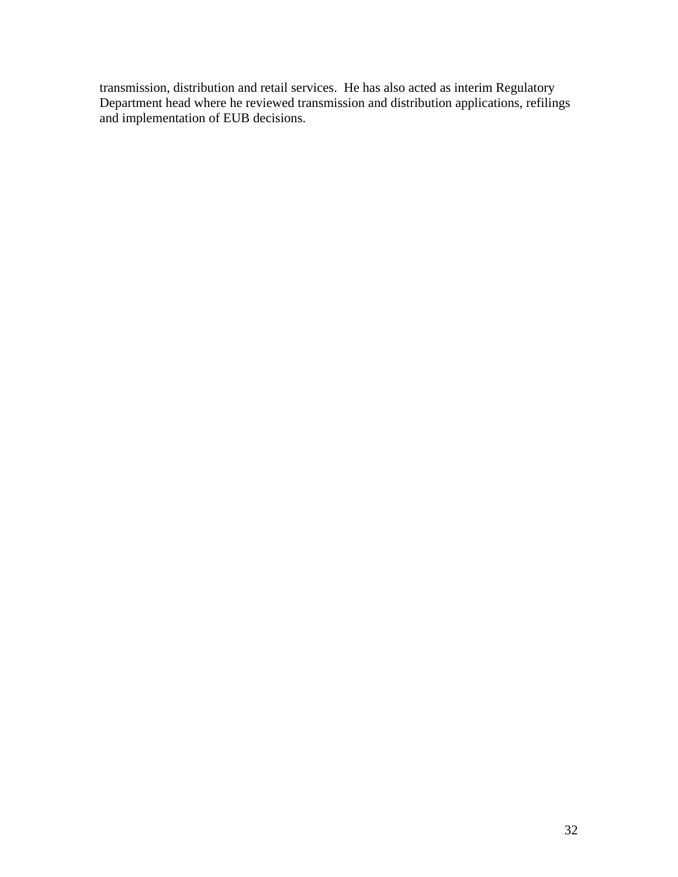transmission, distribution and retail services. He has also acted as interim Regulatory Department head where he reviewed transmission and distribution applications, refilings and implementation of EUB decisions.